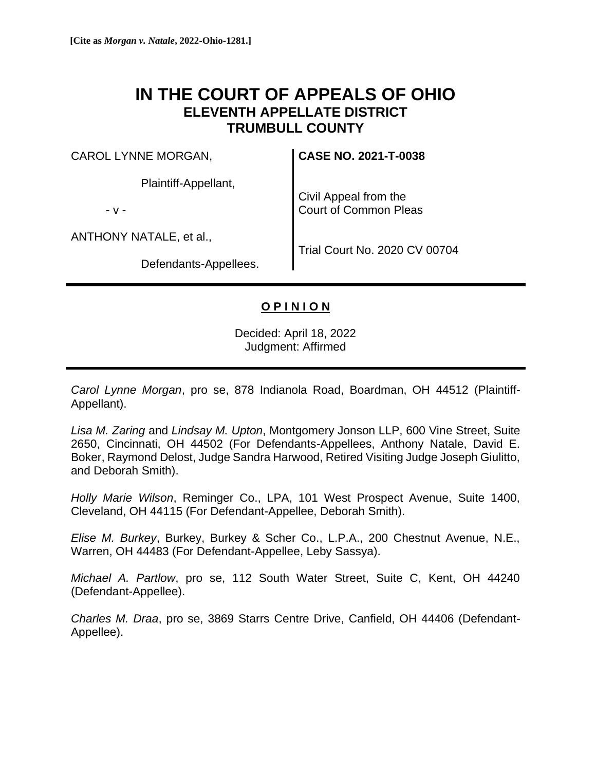**[Cite as *Morgan v. Natale*, 2022-Ohio-1281.]**

# IN THE COURT OF APPEALS OF OHIO
## ELEVENTH APPELLATE DISTRICT
## TRUMBULL COUNTY

| | |
|---|---|
| CAROL LYNNE MORGAN, | **CASE NO. 2021-T-0038** |
| Plaintiff-Appellant, | |
| - v - | Civil Appeal from the Court of Common Pleas |
| ANTHONY NATALE, et al., | |
| Defendants-Appellees. | Trial Court No. 2020 CV 00704 |

---

**O P I N I O N**

Decided: April 18, 2022
Judgment: Affirmed

---

*Carol Lynne Morgan*, pro se, 878 Indianola Road, Boardman, OH 44512 (Plaintiff-Appellant).

*Lisa M. Zaring* and *Lindsay M. Upton*, Montgomery Jonson LLP, 600 Vine Street, Suite 2650, Cincinnati, OH 44502 (For Defendants-Appellees, Anthony Natale, David E. Boker, Raymond Delost, Judge Sandra Harwood, Retired Visiting Judge Joseph Giulitto, and Deborah Smith).

*Holly Marie Wilson*, Reminger Co., LPA, 101 West Prospect Avenue, Suite 1400, Cleveland, OH 44115 (For Defendant-Appellee, Deborah Smith).

*Elise M. Burkey*, Burkey, Burkey & Scher Co., L.P.A., 200 Chestnut Avenue, N.E., Warren, OH 44483 (For Defendant-Appellee, Leby Sassya).

*Michael A. Partlow*, pro se, 112 South Water Street, Suite C, Kent, OH 44240 (Defendant-Appellee).

*Charles M. Draa*, pro se, 3869 Starrs Centre Drive, Canfield, OH 44406 (Defendant-Appellee).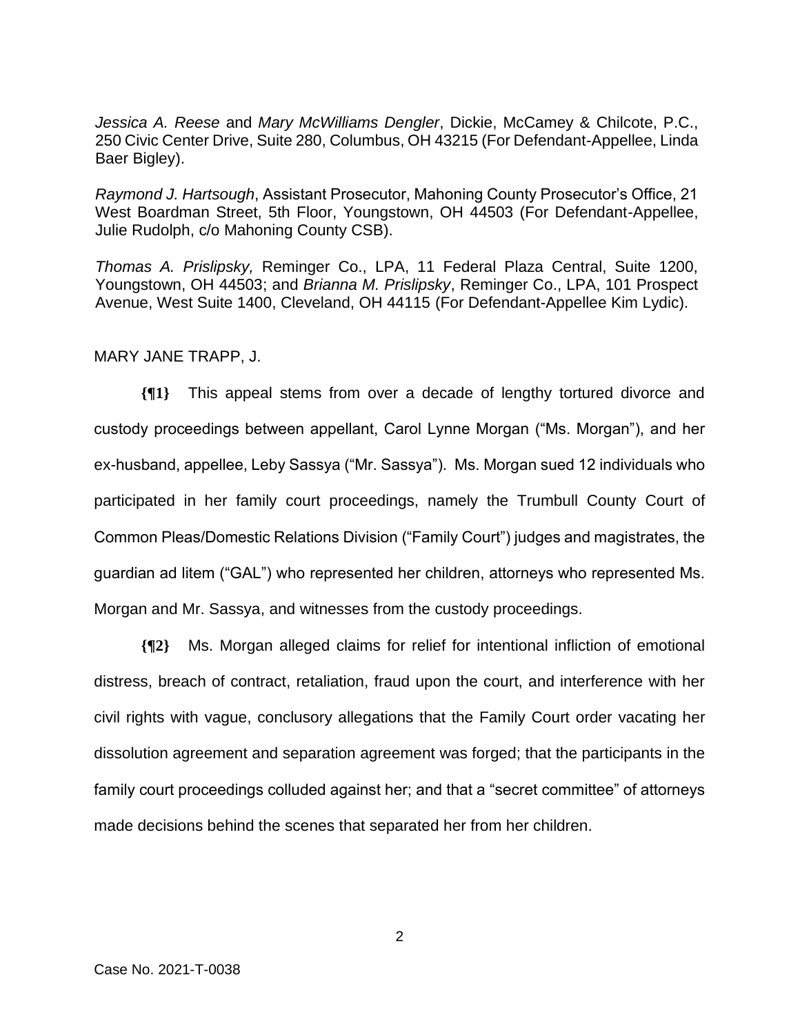*Jessica A. Reese* and *Mary McWilliams Dengler*, Dickie, McCamey & Chilcote, P.C., 250 Civic Center Drive, Suite 280, Columbus, OH 43215 (For Defendant-Appellee, Linda Baer Bigley).

*Raymond J. Hartsough*, Assistant Prosecutor, Mahoning County Prosecutor's Office, 21 West Boardman Street, 5th Floor, Youngstown, OH 44503 (For Defendant-Appellee, Julie Rudolph, c/o Mahoning County CSB).

*Thomas A. Prislipsky,* Reminger Co., LPA, 11 Federal Plaza Central, Suite 1200, Youngstown, OH 44503; and *Brianna M. Prislipsky*, Reminger Co., LPA, 101 Prospect Avenue, West Suite 1400, Cleveland, OH 44115 (For Defendant-Appellee Kim Lydic).

MARY JANE TRAPP, J.

**{¶1}** This appeal stems from over a decade of lengthy tortured divorce and custody proceedings between appellant, Carol Lynne Morgan ("Ms. Morgan"), and her ex-husband, appellee, Leby Sassya ("Mr. Sassya"). Ms. Morgan sued 12 individuals who participated in her family court proceedings, namely the Trumbull County Court of Common Pleas/Domestic Relations Division ("Family Court") judges and magistrates, the guardian ad litem ("GAL") who represented her children, attorneys who represented Ms. Morgan and Mr. Sassya, and witnesses from the custody proceedings.

**{¶2}** Ms. Morgan alleged claims for relief for intentional infliction of emotional distress, breach of contract, retaliation, fraud upon the court, and interference with her civil rights with vague, conclusory allegations that the Family Court order vacating her dissolution agreement and separation agreement was forged; that the participants in the family court proceedings colluded against her; and that a "secret committee" of attorneys made decisions behind the scenes that separated her from her children.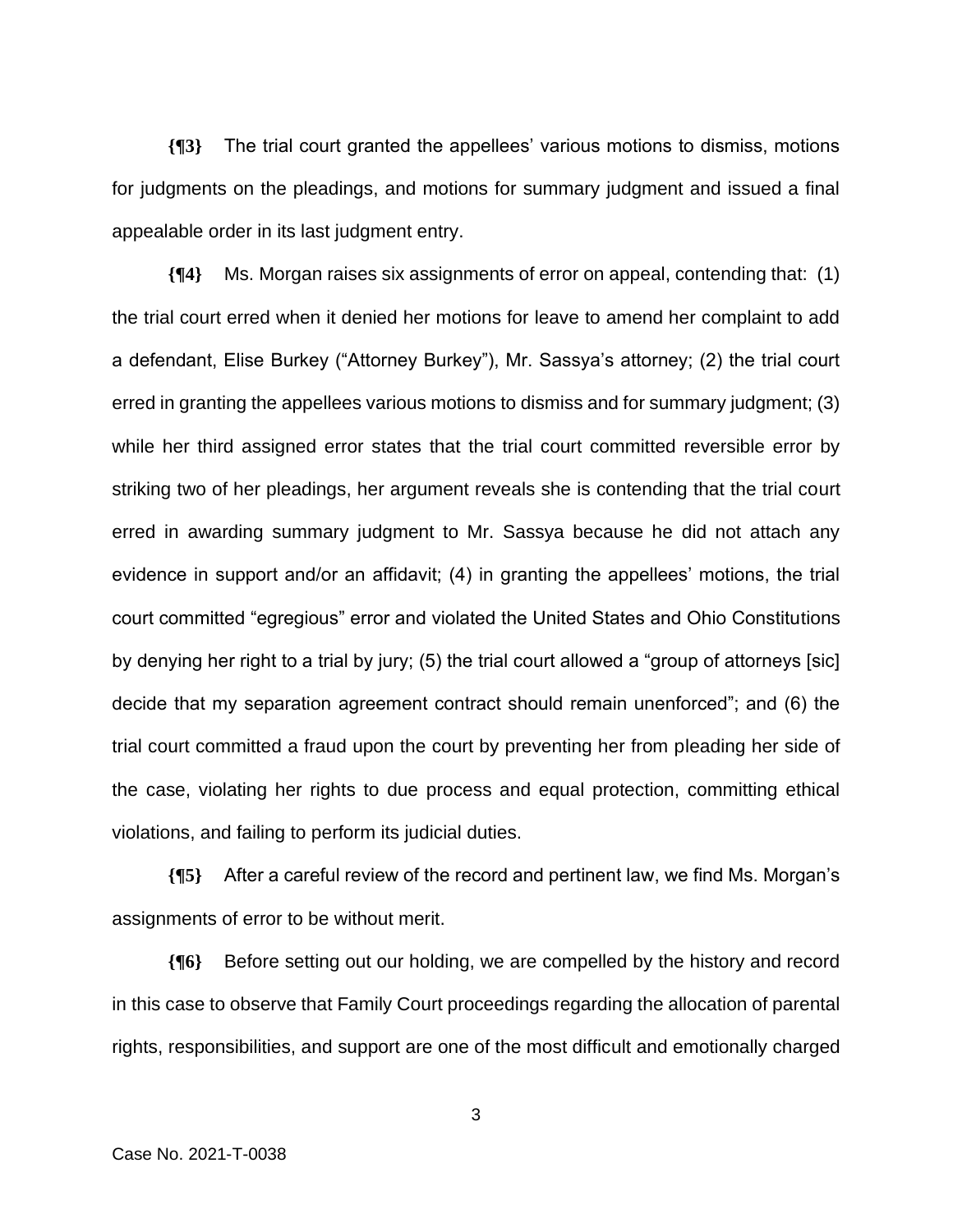**{¶3}** The trial court granted the appellees' various motions to dismiss, motions for judgments on the pleadings, and motions for summary judgment and issued a final appealable order in its last judgment entry.

**{¶4}** Ms. Morgan raises six assignments of error on appeal, contending that: (1) the trial court erred when it denied her motions for leave to amend her complaint to add a defendant, Elise Burkey ("Attorney Burkey"), Mr. Sassya's attorney; (2) the trial court erred in granting the appellees various motions to dismiss and for summary judgment; (3) while her third assigned error states that the trial court committed reversible error by striking two of her pleadings, her argument reveals she is contending that the trial court erred in awarding summary judgment to Mr. Sassya because he did not attach any evidence in support and/or an affidavit; (4) in granting the appellees' motions, the trial court committed "egregious" error and violated the United States and Ohio Constitutions by denying her right to a trial by jury; (5) the trial court allowed a "group of attorneys [sic] decide that my separation agreement contract should remain unenforced"; and (6) the trial court committed a fraud upon the court by preventing her from pleading her side of the case, violating her rights to due process and equal protection, committing ethical violations, and failing to perform its judicial duties.

**{¶5}** After a careful review of the record and pertinent law, we find Ms. Morgan's assignments of error to be without merit.

**{¶6}** Before setting out our holding, we are compelled by the history and record in this case to observe that Family Court proceedings regarding the allocation of parental rights, responsibilities, and support are one of the most difficult and emotionally charged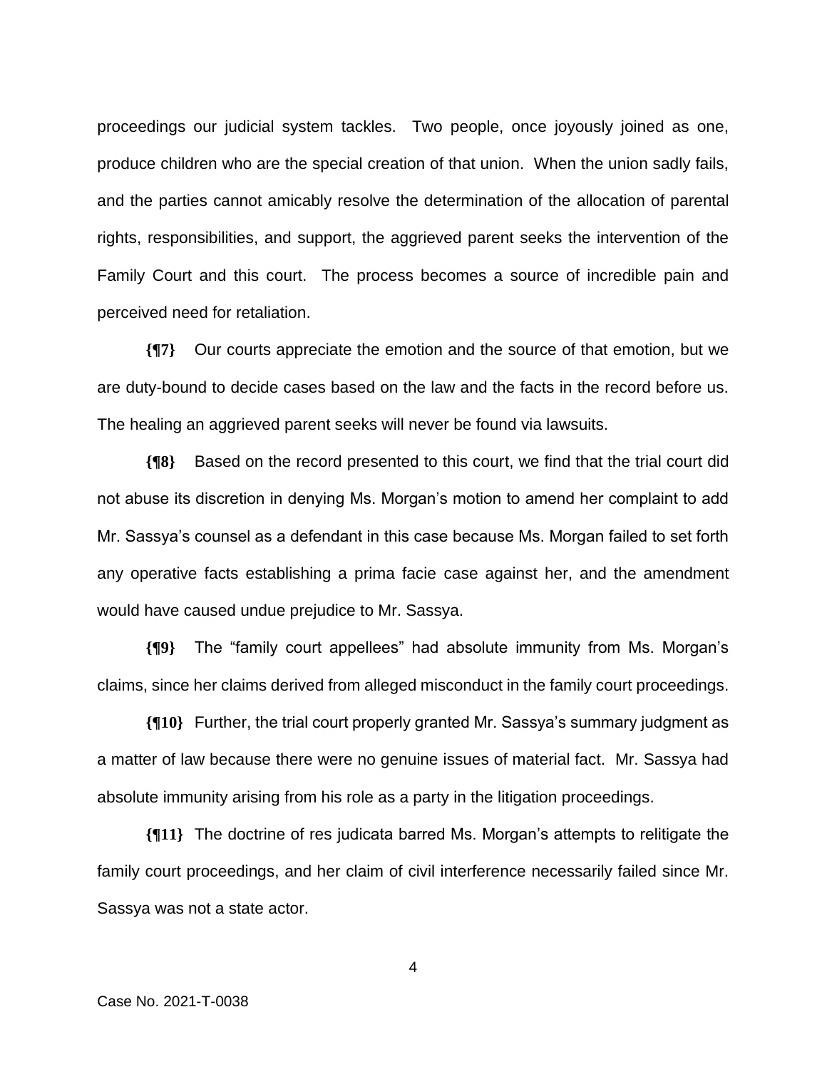proceedings our judicial system tackles. Two people, once joyously joined as one, produce children who are the special creation of that union. When the union sadly fails, and the parties cannot amicably resolve the determination of the allocation of parental rights, responsibilities, and support, the aggrieved parent seeks the intervention of the Family Court and this court. The process becomes a source of incredible pain and perceived need for retaliation.

**{¶7}** Our courts appreciate the emotion and the source of that emotion, but we are duty-bound to decide cases based on the law and the facts in the record before us. The healing an aggrieved parent seeks will never be found via lawsuits.

**{¶8}** Based on the record presented to this court, we find that the trial court did not abuse its discretion in denying Ms. Morgan's motion to amend her complaint to add Mr. Sassya's counsel as a defendant in this case because Ms. Morgan failed to set forth any operative facts establishing a prima facie case against her, and the amendment would have caused undue prejudice to Mr. Sassya.

**{¶9}** The "family court appellees" had absolute immunity from Ms. Morgan's claims, since her claims derived from alleged misconduct in the family court proceedings.

**{¶10}** Further, the trial court properly granted Mr. Sassya's summary judgment as a matter of law because there were no genuine issues of material fact. Mr. Sassya had absolute immunity arising from his role as a party in the litigation proceedings.

**{¶11}** The doctrine of res judicata barred Ms. Morgan's attempts to relitigate the family court proceedings, and her claim of civil interference necessarily failed since Mr. Sassya was not a state actor.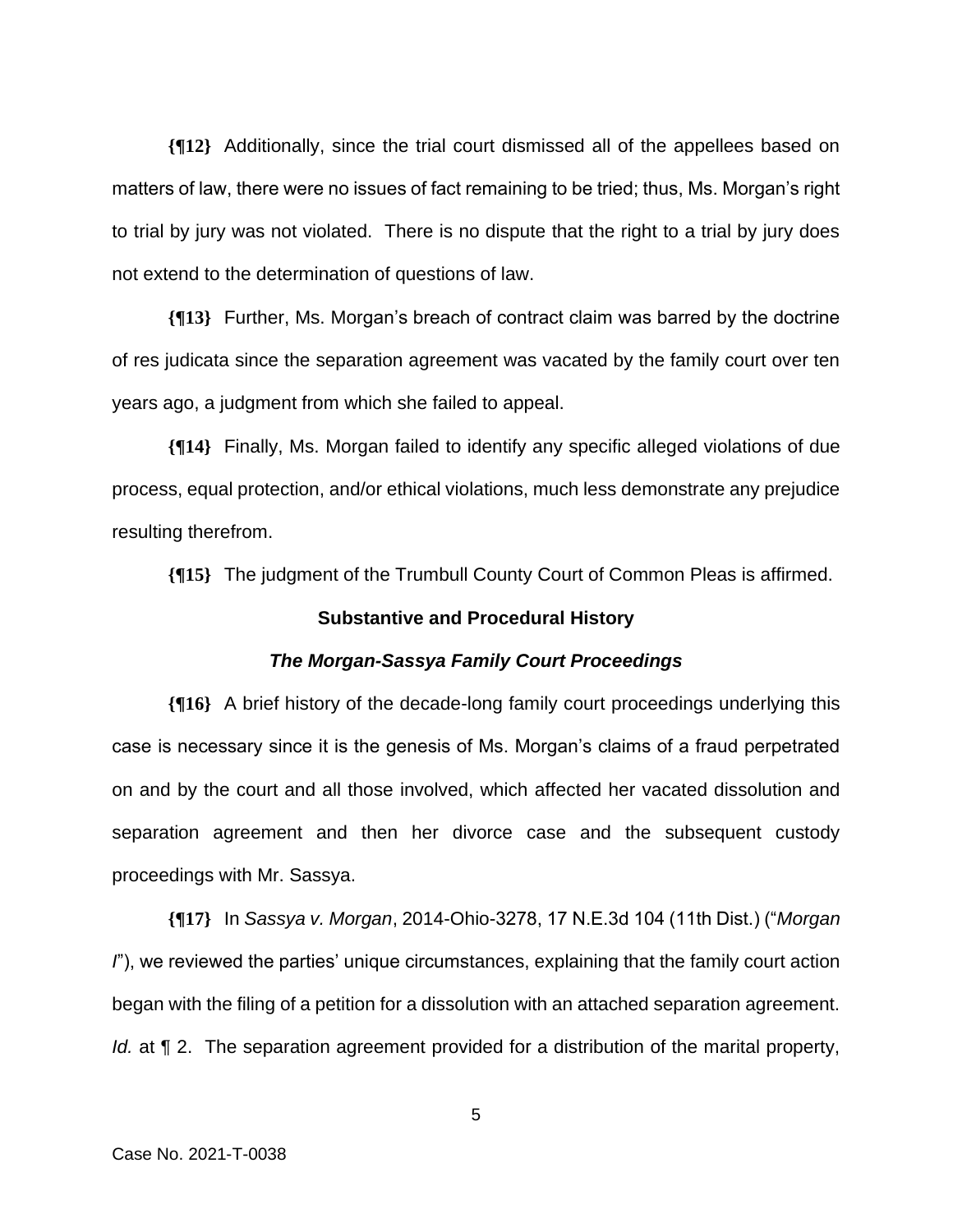**{¶12}** Additionally, since the trial court dismissed all of the appellees based on matters of law, there were no issues of fact remaining to be tried; thus, Ms. Morgan's right to trial by jury was not violated. There is no dispute that the right to a trial by jury does not extend to the determination of questions of law.

**{¶13}** Further, Ms. Morgan's breach of contract claim was barred by the doctrine of res judicata since the separation agreement was vacated by the family court over ten years ago, a judgment from which she failed to appeal.

**{¶14}** Finally, Ms. Morgan failed to identify any specific alleged violations of due process, equal protection, and/or ethical violations, much less demonstrate any prejudice resulting therefrom.

**{¶15}** The judgment of the Trumbull County Court of Common Pleas is affirmed.

## Substantive and Procedural History

### *The Morgan-Sassya Family Court Proceedings*

**{¶16}** A brief history of the decade-long family court proceedings underlying this case is necessary since it is the genesis of Ms. Morgan's claims of a fraud perpetrated on and by the court and all those involved, which affected her vacated dissolution and separation agreement and then her divorce case and the subsequent custody proceedings with Mr. Sassya.

**{¶17}** In *Sassya v. Morgan*, 2014-Ohio-3278, 17 N.E.3d 104 (11th Dist.) ("*Morgan I*"), we reviewed the parties' unique circumstances, explaining that the family court action began with the filing of a petition for a dissolution with an attached separation agreement. *Id.* at ¶ 2. The separation agreement provided for a distribution of the marital property,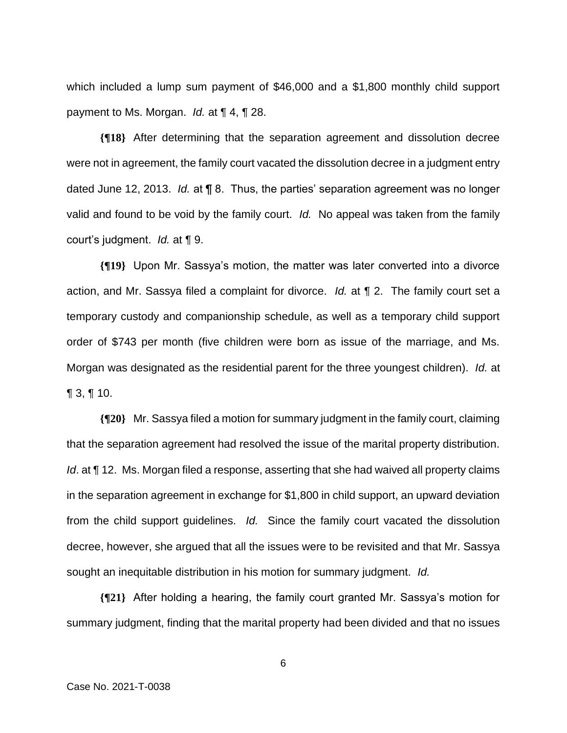which included a lump sum payment of $46,000 and a $1,800 monthly child support payment to Ms. Morgan. *Id.* at ¶ 4, ¶ 28.

**{¶18}** After determining that the separation agreement and dissolution decree were not in agreement, the family court vacated the dissolution decree in a judgment entry dated June 12, 2013. *Id.* at ¶ 8. Thus, the parties' separation agreement was no longer valid and found to be void by the family court. *Id.* No appeal was taken from the family court's judgment. *Id.* at ¶ 9.

**{¶19}** Upon Mr. Sassya's motion, the matter was later converted into a divorce action, and Mr. Sassya filed a complaint for divorce. *Id.* at ¶ 2. The family court set a temporary custody and companionship schedule, as well as a temporary child support order of $743 per month (five children were born as issue of the marriage, and Ms. Morgan was designated as the residential parent for the three youngest children). *Id.* at ¶ 3, ¶ 10.

**{¶20}** Mr. Sassya filed a motion for summary judgment in the family court, claiming that the separation agreement had resolved the issue of the marital property distribution. *Id*. at ¶ 12. Ms. Morgan filed a response, asserting that she had waived all property claims in the separation agreement in exchange for $1,800 in child support, an upward deviation from the child support guidelines. *Id.* Since the family court vacated the dissolution decree, however, she argued that all the issues were to be revisited and that Mr. Sassya sought an inequitable distribution in his motion for summary judgment. *Id.*

**{¶21}** After holding a hearing, the family court granted Mr. Sassya's motion for summary judgment, finding that the marital property had been divided and that no issues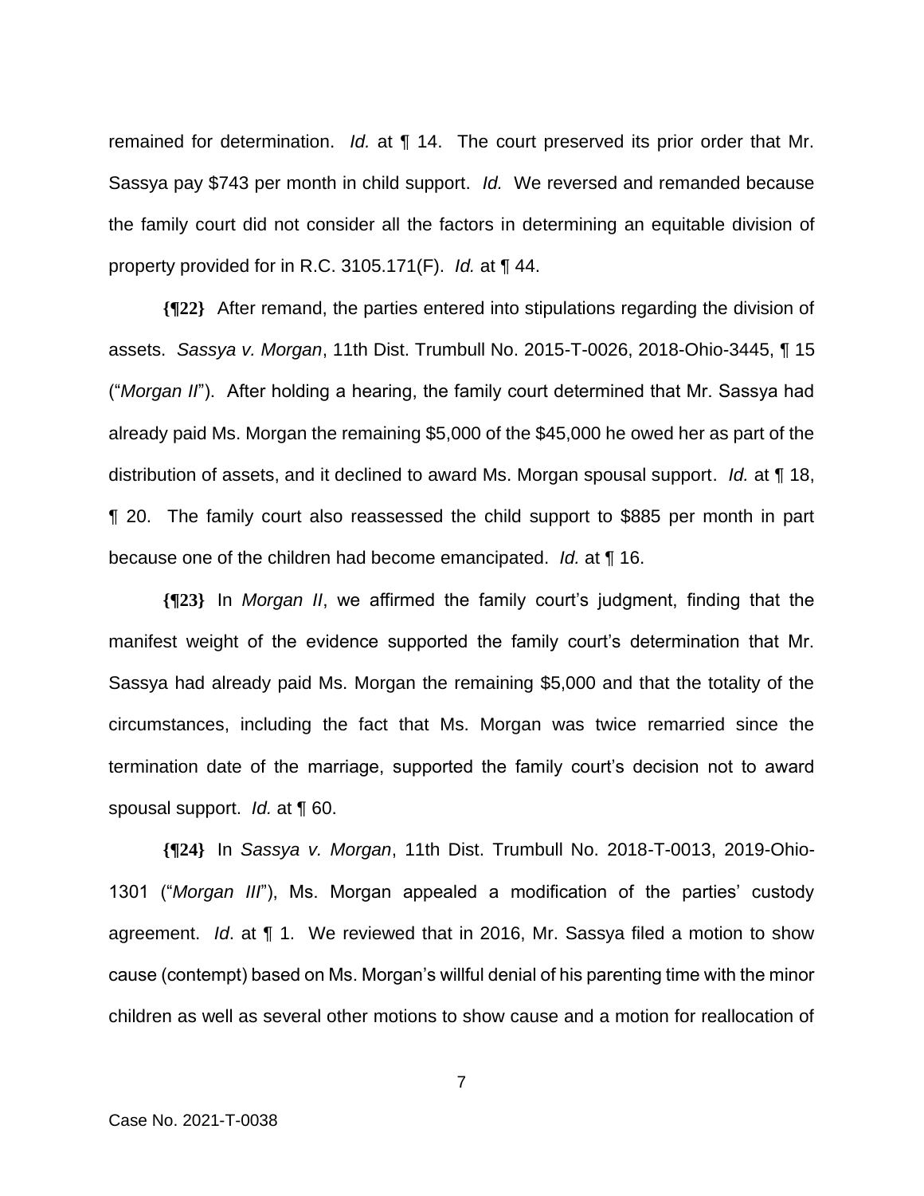remained for determination. *Id.* at ¶ 14. The court preserved its prior order that Mr. Sassya pay $743 per month in child support. *Id.* We reversed and remanded because the family court did not consider all the factors in determining an equitable division of property provided for in R.C. 3105.171(F). *Id.* at ¶ 44.

**{¶22}** After remand, the parties entered into stipulations regarding the division of assets. *Sassya v. Morgan*, 11th Dist. Trumbull No. 2015-T-0026, 2018-Ohio-3445, ¶ 15 ("*Morgan II*"). After holding a hearing, the family court determined that Mr. Sassya had already paid Ms. Morgan the remaining $5,000 of the $45,000 he owed her as part of the distribution of assets, and it declined to award Ms. Morgan spousal support. *Id.* at ¶ 18, ¶ 20. The family court also reassessed the child support to $885 per month in part because one of the children had become emancipated. *Id.* at ¶ 16.

**{¶23}** In *Morgan II*, we affirmed the family court's judgment, finding that the manifest weight of the evidence supported the family court's determination that Mr. Sassya had already paid Ms. Morgan the remaining $5,000 and that the totality of the circumstances, including the fact that Ms. Morgan was twice remarried since the termination date of the marriage, supported the family court's decision not to award spousal support. *Id.* at ¶ 60.

**{¶24}** In *Sassya v. Morgan*, 11th Dist. Trumbull No. 2018-T-0013, 2019-Ohio-1301 ("*Morgan III*"), Ms. Morgan appealed a modification of the parties' custody agreement. *Id*. at ¶ 1. We reviewed that in 2016, Mr. Sassya filed a motion to show cause (contempt) based on Ms. Morgan's willful denial of his parenting time with the minor children as well as several other motions to show cause and a motion for reallocation of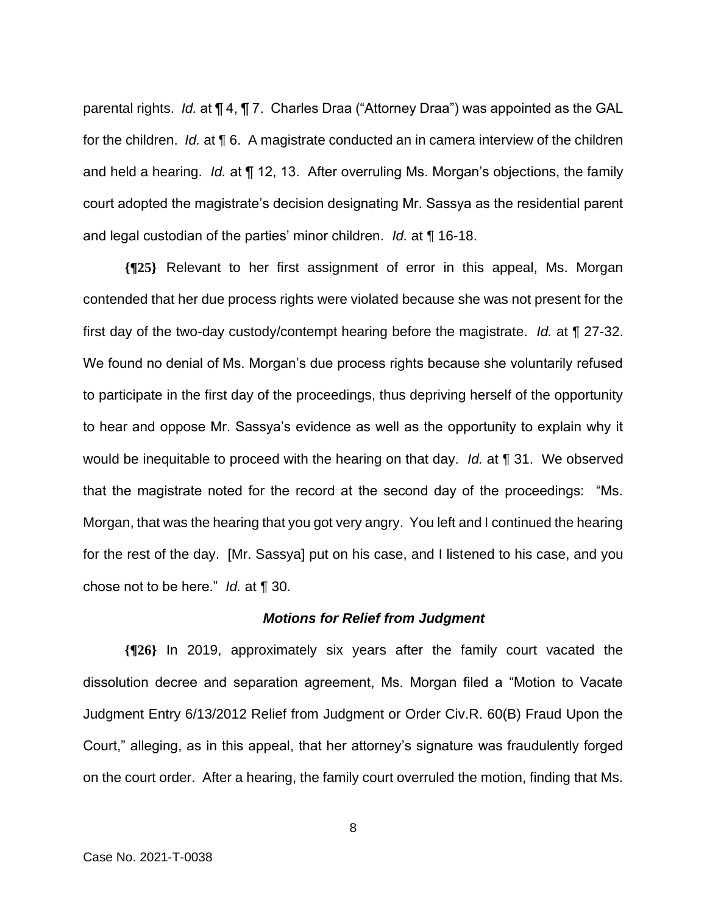parental rights. *Id.* at ¶ 4, ¶ 7. Charles Draa ("Attorney Draa") was appointed as the GAL for the children. *Id.* at ¶ 6. A magistrate conducted an in camera interview of the children and held a hearing. *Id.* at ¶ 12, 13. After overruling Ms. Morgan's objections, the family court adopted the magistrate's decision designating Mr. Sassya as the residential parent and legal custodian of the parties' minor children. *Id.* at ¶ 16-18.

**{¶25}** Relevant to her first assignment of error in this appeal, Ms. Morgan contended that her due process rights were violated because she was not present for the first day of the two-day custody/contempt hearing before the magistrate. *Id.* at ¶ 27-32. We found no denial of Ms. Morgan's due process rights because she voluntarily refused to participate in the first day of the proceedings, thus depriving herself of the opportunity to hear and oppose Mr. Sassya's evidence as well as the opportunity to explain why it would be inequitable to proceed with the hearing on that day. *Id.* at ¶ 31. We observed that the magistrate noted for the record at the second day of the proceedings: "Ms. Morgan, that was the hearing that you got very angry. You left and I continued the hearing for the rest of the day. [Mr. Sassya] put on his case, and I listened to his case, and you chose not to be here." *Id.* at ¶ 30.

### ***Motions for Relief from Judgment***

**{¶26}** In 2019, approximately six years after the family court vacated the dissolution decree and separation agreement, Ms. Morgan filed a "Motion to Vacate Judgment Entry 6/13/2012 Relief from Judgment or Order Civ.R. 60(B) Fraud Upon the Court," alleging, as in this appeal, that her attorney's signature was fraudulently forged on the court order. After a hearing, the family court overruled the motion, finding that Ms.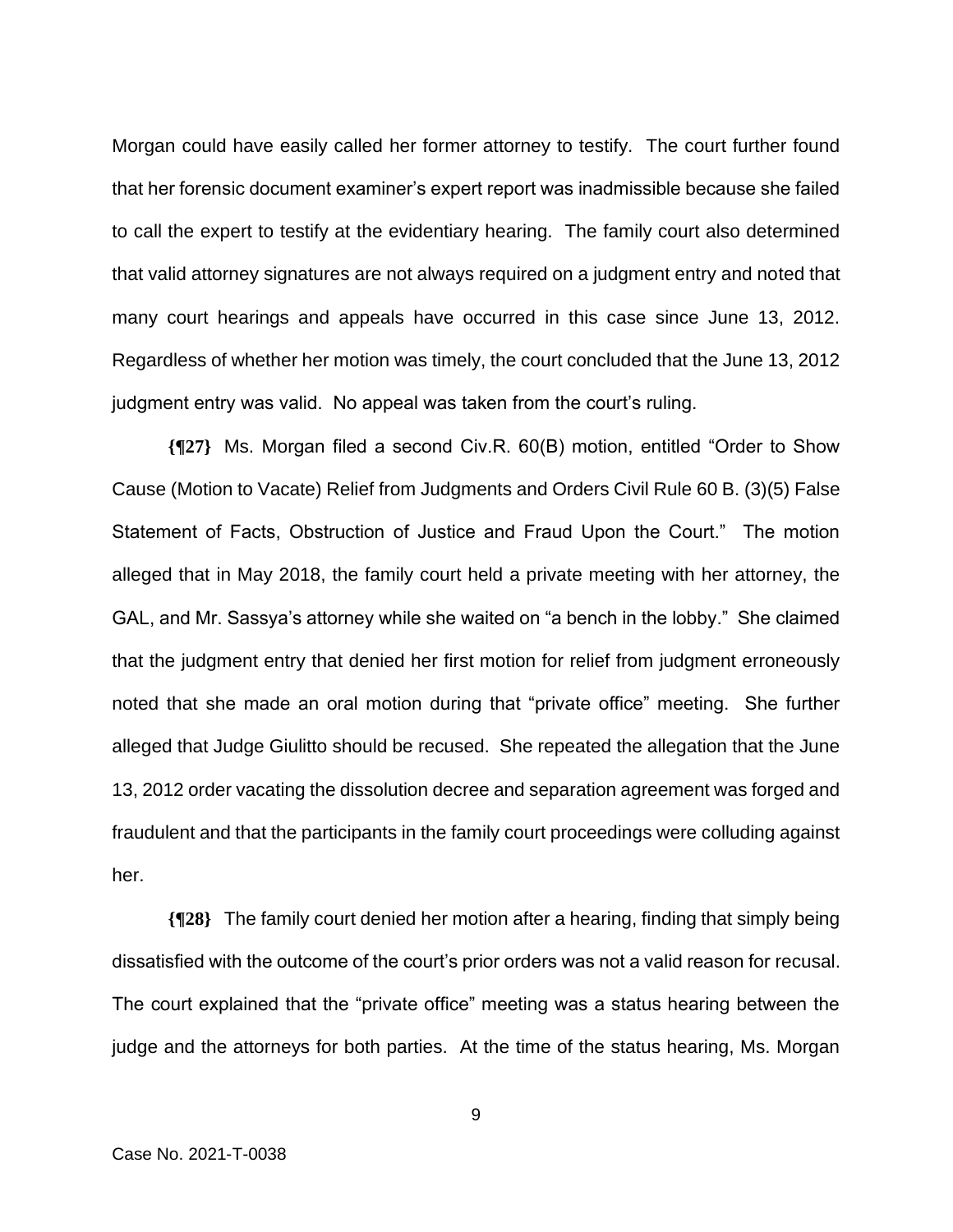Morgan could have easily called her former attorney to testify. The court further found that her forensic document examiner's expert report was inadmissible because she failed to call the expert to testify at the evidentiary hearing. The family court also determined that valid attorney signatures are not always required on a judgment entry and noted that many court hearings and appeals have occurred in this case since June 13, 2012. Regardless of whether her motion was timely, the court concluded that the June 13, 2012 judgment entry was valid. No appeal was taken from the court's ruling.

**{¶27}** Ms. Morgan filed a second Civ.R. 60(B) motion, entitled "Order to Show Cause (Motion to Vacate) Relief from Judgments and Orders Civil Rule 60 B. (3)(5) False Statement of Facts, Obstruction of Justice and Fraud Upon the Court." The motion alleged that in May 2018, the family court held a private meeting with her attorney, the GAL, and Mr. Sassya's attorney while she waited on "a bench in the lobby." She claimed that the judgment entry that denied her first motion for relief from judgment erroneously noted that she made an oral motion during that "private office" meeting. She further alleged that Judge Giulitto should be recused. She repeated the allegation that the June 13, 2012 order vacating the dissolution decree and separation agreement was forged and fraudulent and that the participants in the family court proceedings were colluding against her.

**{¶28}** The family court denied her motion after a hearing, finding that simply being dissatisfied with the outcome of the court's prior orders was not a valid reason for recusal. The court explained that the "private office" meeting was a status hearing between the judge and the attorneys for both parties. At the time of the status hearing, Ms. Morgan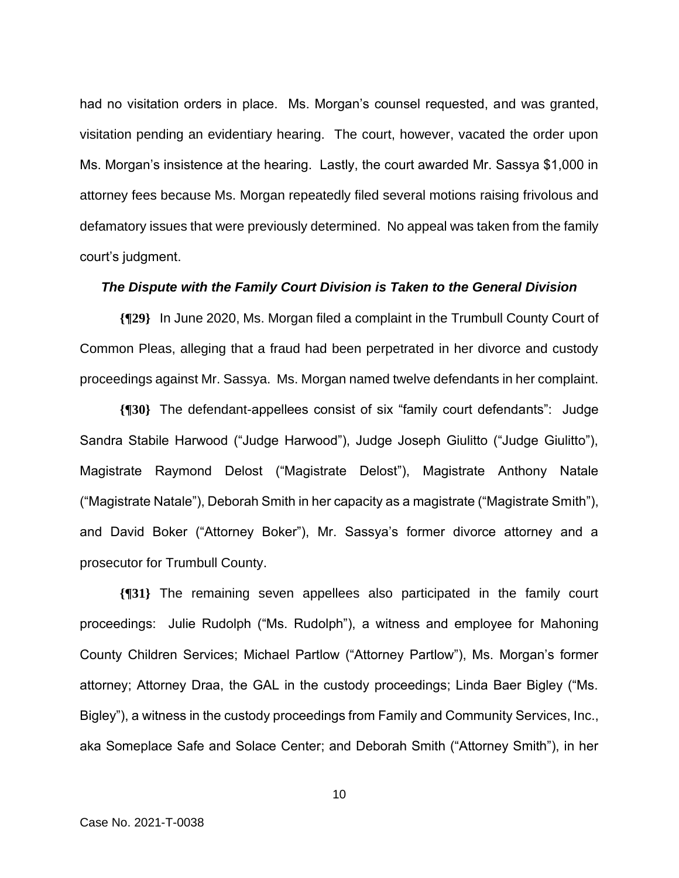had no visitation orders in place. Ms. Morgan's counsel requested, and was granted, visitation pending an evidentiary hearing. The court, however, vacated the order upon Ms. Morgan's insistence at the hearing. Lastly, the court awarded Mr. Sassya $1,000 in attorney fees because Ms. Morgan repeatedly filed several motions raising frivolous and defamatory issues that were previously determined. No appeal was taken from the family court's judgment.

***The Dispute with the Family Court Division is Taken to the General Division***

**{¶29}** In June 2020, Ms. Morgan filed a complaint in the Trumbull County Court of Common Pleas, alleging that a fraud had been perpetrated in her divorce and custody proceedings against Mr. Sassya. Ms. Morgan named twelve defendants in her complaint.

**{¶30}** The defendant-appellees consist of six "family court defendants": Judge Sandra Stabile Harwood ("Judge Harwood"), Judge Joseph Giulitto ("Judge Giulitto"), Magistrate Raymond Delost ("Magistrate Delost"), Magistrate Anthony Natale ("Magistrate Natale"), Deborah Smith in her capacity as a magistrate ("Magistrate Smith"), and David Boker ("Attorney Boker"), Mr. Sassya's former divorce attorney and a prosecutor for Trumbull County.

**{¶31}** The remaining seven appellees also participated in the family court proceedings: Julie Rudolph ("Ms. Rudolph"), a witness and employee for Mahoning County Children Services; Michael Partlow ("Attorney Partlow"), Ms. Morgan's former attorney; Attorney Draa, the GAL in the custody proceedings; Linda Baer Bigley ("Ms. Bigley"), a witness in the custody proceedings from Family and Community Services, Inc., aka Someplace Safe and Solace Center; and Deborah Smith ("Attorney Smith"), in her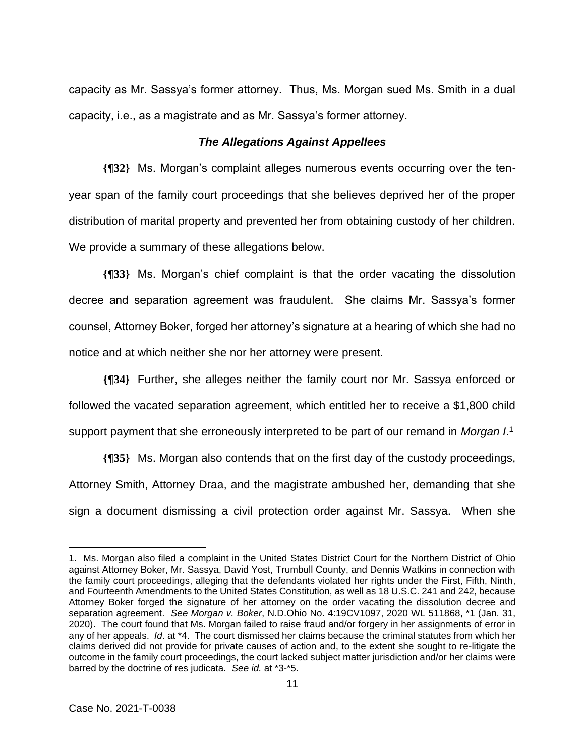capacity as Mr. Sassya's former attorney. Thus, Ms. Morgan sued Ms. Smith in a dual capacity, i.e., as a magistrate and as Mr. Sassya's former attorney.

### *The Allegations Against Appellees*

**{¶32}** Ms. Morgan's complaint alleges numerous events occurring over the ten-year span of the family court proceedings that she believes deprived her of the proper distribution of marital property and prevented her from obtaining custody of her children. We provide a summary of these allegations below.

**{¶33}** Ms. Morgan's chief complaint is that the order vacating the dissolution decree and separation agreement was fraudulent. She claims Mr. Sassya's former counsel, Attorney Boker, forged her attorney's signature at a hearing of which she had no notice and at which neither she nor her attorney were present.

**{¶34}** Further, she alleges neither the family court nor Mr. Sassya enforced or followed the vacated separation agreement, which entitled her to receive a $1,800 child support payment that she erroneously interpreted to be part of our remand in *Morgan I*.[1]

**{¶35}** Ms. Morgan also contends that on the first day of the custody proceedings, Attorney Smith, Attorney Draa, and the magistrate ambushed her, demanding that she sign a document dismissing a civil protection order against Mr. Sassya. When she

---

1. Ms. Morgan also filed a complaint in the United States District Court for the Northern District of Ohio against Attorney Boker, Mr. Sassya, David Yost, Trumbull County, and Dennis Watkins in connection with the family court proceedings, alleging that the defendants violated her rights under the First, Fifth, Ninth, and Fourteenth Amendments to the United States Constitution, as well as 18 U.S.C. 241 and 242, because Attorney Boker forged the signature of her attorney on the order vacating the dissolution decree and separation agreement. *See Morgan v. Boker*, N.D.Ohio No. 4:19CV1097, 2020 WL 511868, *1 (Jan. 31, 2020). The court found that Ms. Morgan failed to raise fraud and/or forgery in her assignments of error in any of her appeals. *Id*. at *4. The court dismissed her claims because the criminal statutes from which her claims derived did not provide for private causes of action and, to the extent she sought to re-litigate the outcome in the family court proceedings, the court lacked subject matter jurisdiction and/or her claims were barred by the doctrine of res judicata. *See id.* at *3-*5.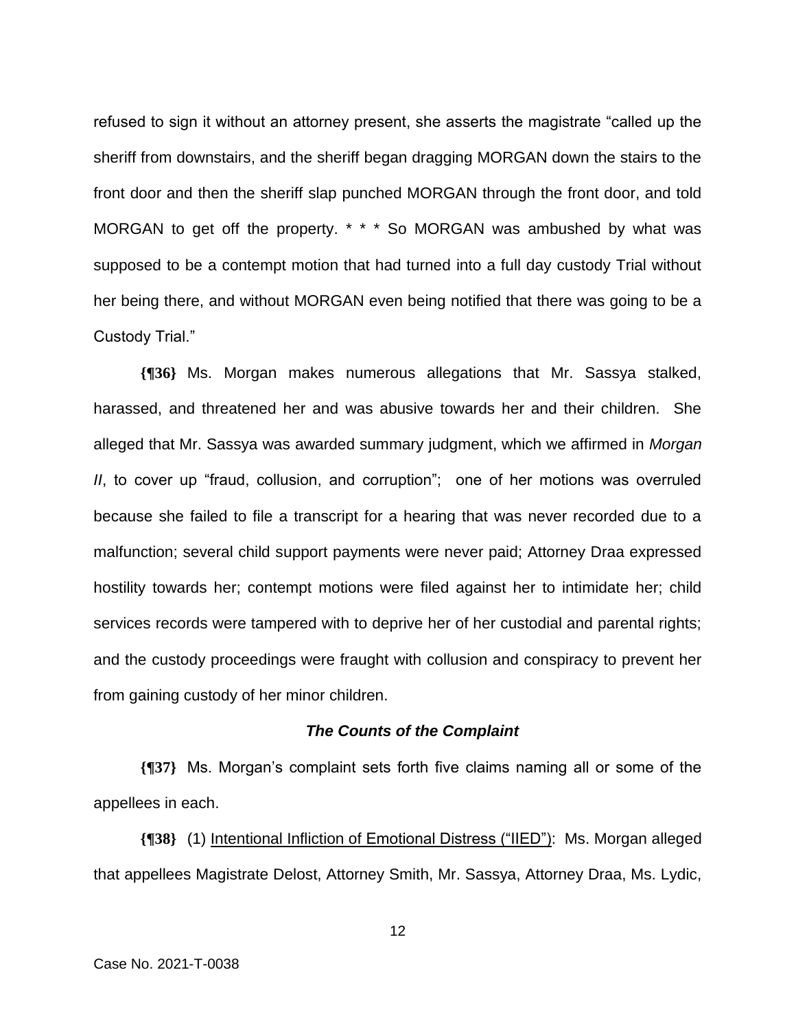refused to sign it without an attorney present, she asserts the magistrate "called up the sheriff from downstairs, and the sheriff began dragging MORGAN down the stairs to the front door and then the sheriff slap punched MORGAN through the front door, and told MORGAN to get off the property. * * * So MORGAN was ambushed by what was supposed to be a contempt motion that had turned into a full day custody Trial without her being there, and without MORGAN even being notified that there was going to be a Custody Trial."

**{¶36}** Ms. Morgan makes numerous allegations that Mr. Sassya stalked, harassed, and threatened her and was abusive towards her and their children. She alleged that Mr. Sassya was awarded summary judgment, which we affirmed in *Morgan II*, to cover up "fraud, collusion, and corruption"; one of her motions was overruled because she failed to file a transcript for a hearing that was never recorded due to a malfunction; several child support payments were never paid; Attorney Draa expressed hostility towards her; contempt motions were filed against her to intimidate her; child services records were tampered with to deprive her of her custodial and parental rights; and the custody proceedings were fraught with collusion and conspiracy to prevent her from gaining custody of her minor children.

***The Counts of the Complaint***

**{¶37}** Ms. Morgan's complaint sets forth five claims naming all or some of the appellees in each.

**{¶38}** (1) <u>Intentional Infliction of Emotional Distress ("IIED")</u>: Ms. Morgan alleged that appellees Magistrate Delost, Attorney Smith, Mr. Sassya, Attorney Draa, Ms. Lydic,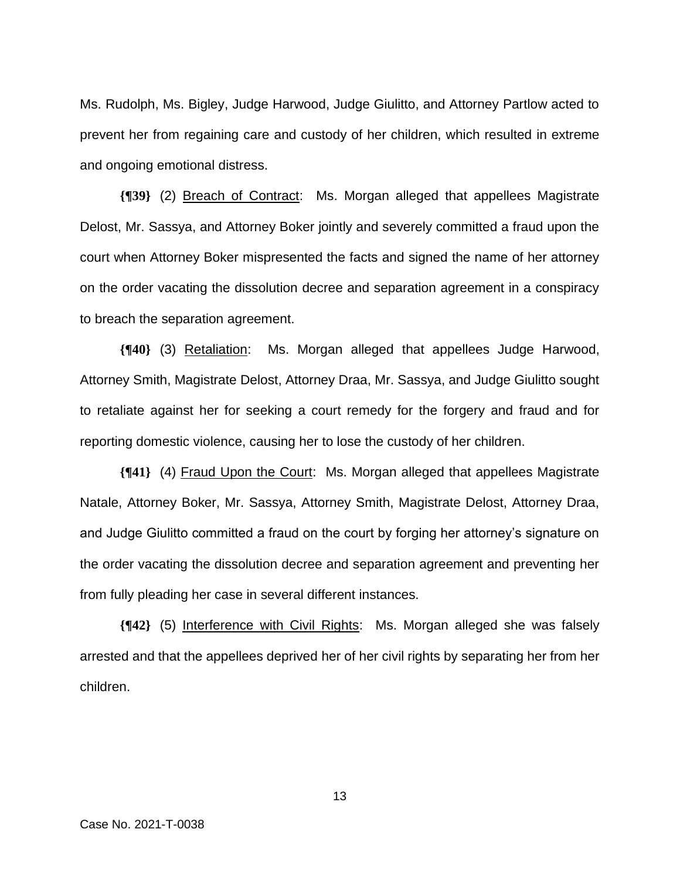Ms. Rudolph, Ms. Bigley, Judge Harwood, Judge Giulitto, and Attorney Partlow acted to prevent her from regaining care and custody of her children, which resulted in extreme and ongoing emotional distress.

**{¶39}** (2) Breach of Contract: Ms. Morgan alleged that appellees Magistrate Delost, Mr. Sassya, and Attorney Boker jointly and severely committed a fraud upon the court when Attorney Boker mispresented the facts and signed the name of her attorney on the order vacating the dissolution decree and separation agreement in a conspiracy to breach the separation agreement.

**{¶40}** (3) Retaliation: Ms. Morgan alleged that appellees Judge Harwood, Attorney Smith, Magistrate Delost, Attorney Draa, Mr. Sassya, and Judge Giulitto sought to retaliate against her for seeking a court remedy for the forgery and fraud and for reporting domestic violence, causing her to lose the custody of her children.

**{¶41}** (4) Fraud Upon the Court: Ms. Morgan alleged that appellees Magistrate Natale, Attorney Boker, Mr. Sassya, Attorney Smith, Magistrate Delost, Attorney Draa, and Judge Giulitto committed a fraud on the court by forging her attorney's signature on the order vacating the dissolution decree and separation agreement and preventing her from fully pleading her case in several different instances.

**{¶42}** (5) Interference with Civil Rights: Ms. Morgan alleged she was falsely arrested and that the appellees deprived her of her civil rights by separating her from her children.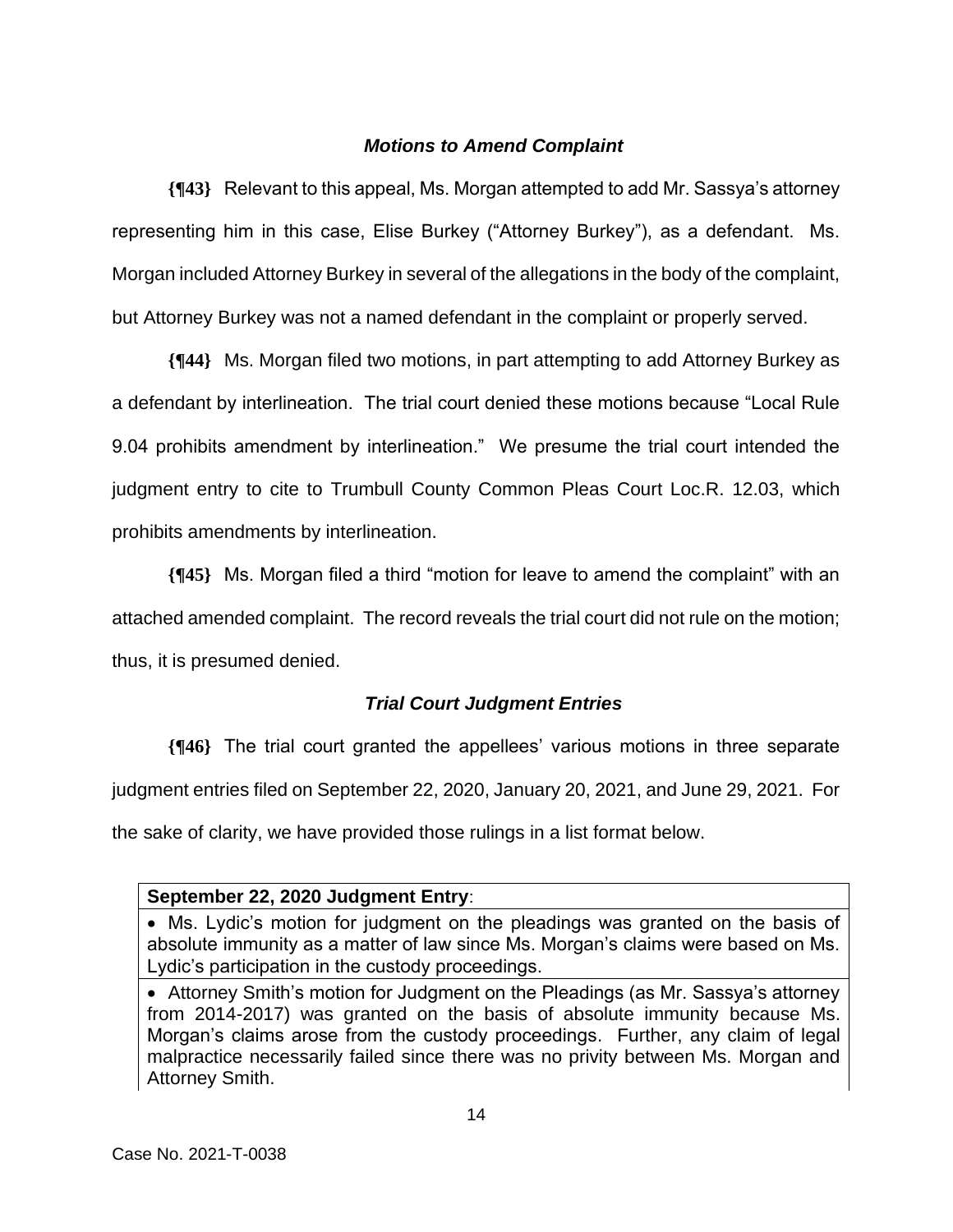### *Motions to Amend Complaint*

**{¶43}** Relevant to this appeal, Ms. Morgan attempted to add Mr. Sassya's attorney representing him in this case, Elise Burkey ("Attorney Burkey"), as a defendant. Ms. Morgan included Attorney Burkey in several of the allegations in the body of the complaint, but Attorney Burkey was not a named defendant in the complaint or properly served.

**{¶44}** Ms. Morgan filed two motions, in part attempting to add Attorney Burkey as a defendant by interlineation. The trial court denied these motions because "Local Rule 9.04 prohibits amendment by interlineation." We presume the trial court intended the judgment entry to cite to Trumbull County Common Pleas Court Loc.R. 12.03, which prohibits amendments by interlineation.

**{¶45}** Ms. Morgan filed a third "motion for leave to amend the complaint" with an attached amended complaint. The record reveals the trial court did not rule on the motion; thus, it is presumed denied.

### *Trial Court Judgment Entries*

**{¶46}** The trial court granted the appellees' various motions in three separate judgment entries filed on September 22, 2020, January 20, 2021, and June 29, 2021. For the sake of clarity, we have provided those rulings in a list format below.

| **September 22, 2020 Judgment Entry**: |
|---|
| • Ms. Lydic's motion for judgment on the pleadings was granted on the basis of absolute immunity as a matter of law since Ms. Morgan's claims were based on Ms. Lydic's participation in the custody proceedings. |
| • Attorney Smith's motion for Judgment on the Pleadings (as Mr. Sassya's attorney from 2014-2017) was granted on the basis of absolute immunity because Ms. Morgan's claims arose from the custody proceedings. Further, any claim of legal malpractice necessarily failed since there was no privity between Ms. Morgan and Attorney Smith. |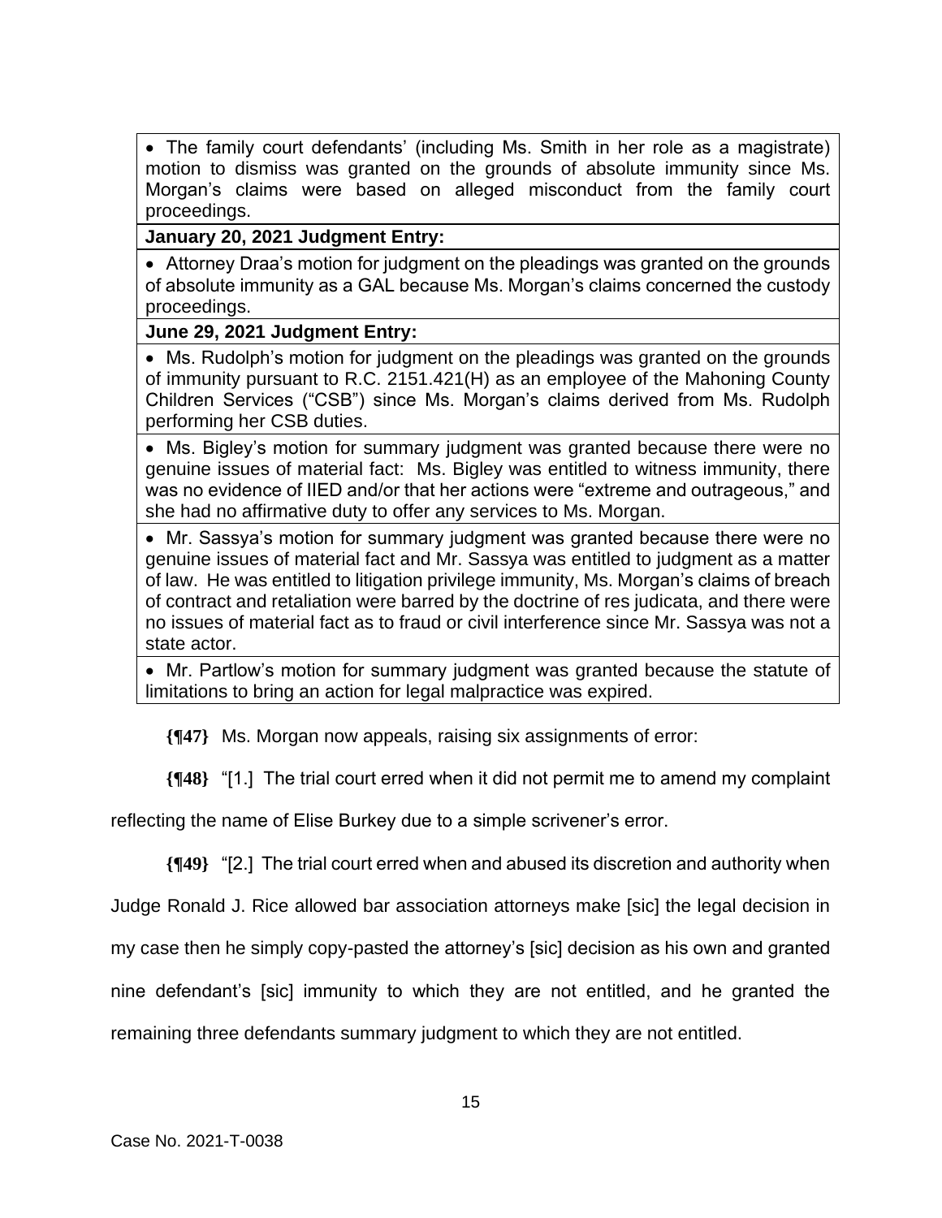| |
|---|
| • The family court defendants' (including Ms. Smith in her role as a magistrate) motion to dismiss was granted on the grounds of absolute immunity since Ms. Morgan's claims were based on alleged misconduct from the family court proceedings. |
| **January 20, 2021 Judgment Entry:** |
| • Attorney Draa's motion for judgment on the pleadings was granted on the grounds of absolute immunity as a GAL because Ms. Morgan's claims concerned the custody proceedings. |
| **June 29, 2021 Judgment Entry:** |
| • Ms. Rudolph's motion for judgment on the pleadings was granted on the grounds of immunity pursuant to R.C. 2151.421(H) as an employee of the Mahoning County Children Services ("CSB") since Ms. Morgan's claims derived from Ms. Rudolph performing her CSB duties. |
| • Ms. Bigley's motion for summary judgment was granted because there were no genuine issues of material fact: Ms. Bigley was entitled to witness immunity, there was no evidence of IIED and/or that her actions were "extreme and outrageous," and she had no affirmative duty to offer any services to Ms. Morgan. |
| • Mr. Sassya's motion for summary judgment was granted because there were no genuine issues of material fact and Mr. Sassya was entitled to judgment as a matter of law. He was entitled to litigation privilege immunity, Ms. Morgan's claims of breach of contract and retaliation were barred by the doctrine of res judicata, and there were no issues of material fact as to fraud or civil interference since Mr. Sassya was not a state actor. |
| • Mr. Partlow's motion for summary judgment was granted because the statute of limitations to bring an action for legal malpractice was expired. |

**{¶47}** Ms. Morgan now appeals, raising six assignments of error:

**{¶48}** "[1.] The trial court erred when it did not permit me to amend my complaint reflecting the name of Elise Burkey due to a simple scrivener's error.

**{¶49}** "[2.] The trial court erred when and abused its discretion and authority when Judge Ronald J. Rice allowed bar association attorneys make [sic] the legal decision in my case then he simply copy-pasted the attorney's [sic] decision as his own and granted nine defendant's [sic] immunity to which they are not entitled, and he granted the remaining three defendants summary judgment to which they are not entitled.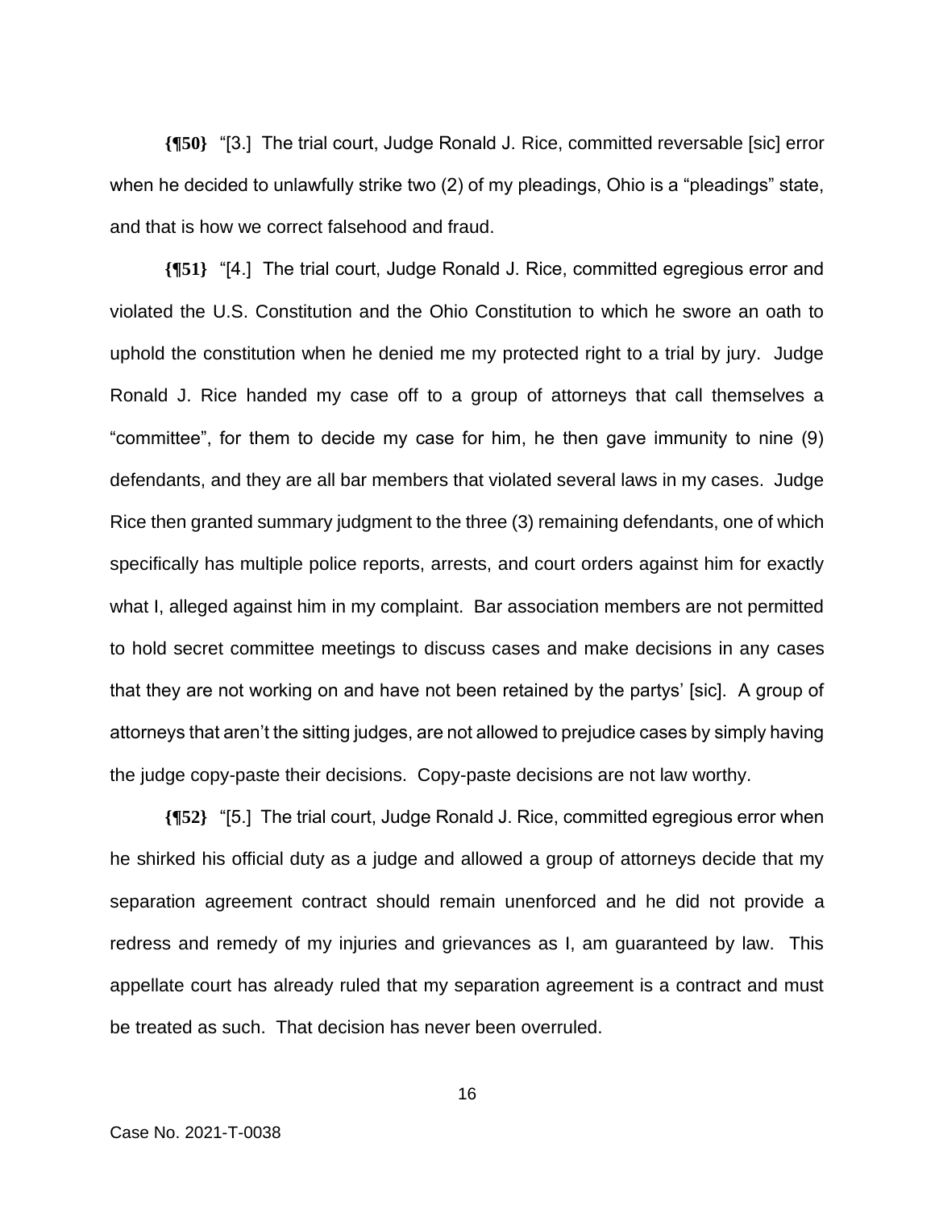**{¶50}** "[3.] The trial court, Judge Ronald J. Rice, committed reversable [sic] error when he decided to unlawfully strike two (2) of my pleadings, Ohio is a "pleadings" state, and that is how we correct falsehood and fraud.

**{¶51}** "[4.] The trial court, Judge Ronald J. Rice, committed egregious error and violated the U.S. Constitution and the Ohio Constitution to which he swore an oath to uphold the constitution when he denied me my protected right to a trial by jury. Judge Ronald J. Rice handed my case off to a group of attorneys that call themselves a "committee", for them to decide my case for him, he then gave immunity to nine (9) defendants, and they are all bar members that violated several laws in my cases. Judge Rice then granted summary judgment to the three (3) remaining defendants, one of which specifically has multiple police reports, arrests, and court orders against him for exactly what I, alleged against him in my complaint. Bar association members are not permitted to hold secret committee meetings to discuss cases and make decisions in any cases that they are not working on and have not been retained by the partys' [sic]. A group of attorneys that aren't the sitting judges, are not allowed to prejudice cases by simply having the judge copy-paste their decisions. Copy-paste decisions are not law worthy.

**{¶52}** "[5.] The trial court, Judge Ronald J. Rice, committed egregious error when he shirked his official duty as a judge and allowed a group of attorneys decide that my separation agreement contract should remain unenforced and he did not provide a redress and remedy of my injuries and grievances as I, am guaranteed by law. This appellate court has already ruled that my separation agreement is a contract and must be treated as such. That decision has never been overruled.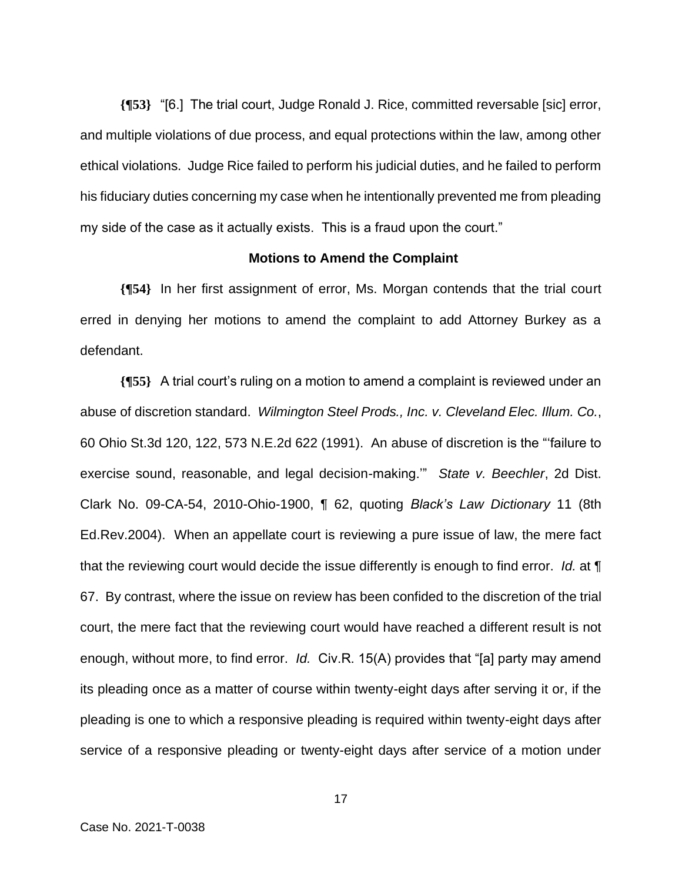**{¶53}** "[6.] The trial court, Judge Ronald J. Rice, committed reversable [sic] error, and multiple violations of due process, and equal protections within the law, among other ethical violations. Judge Rice failed to perform his judicial duties, and he failed to perform his fiduciary duties concerning my case when he intentionally prevented me from pleading my side of the case as it actually exists. This is a fraud upon the court."

**Motions to Amend the Complaint**

**{¶54}** In her first assignment of error, Ms. Morgan contends that the trial court erred in denying her motions to amend the complaint to add Attorney Burkey as a defendant.

**{¶55}** A trial court's ruling on a motion to amend a complaint is reviewed under an abuse of discretion standard. *Wilmington Steel Prods., Inc. v. Cleveland Elec. Illum. Co.*, 60 Ohio St.3d 120, 122, 573 N.E.2d 622 (1991). An abuse of discretion is the "'failure to exercise sound, reasonable, and legal decision-making.'" *State v. Beechler*, 2d Dist. Clark No. 09-CA-54, 2010-Ohio-1900, ¶ 62, quoting *Black's Law Dictionary* 11 (8th Ed.Rev.2004). When an appellate court is reviewing a pure issue of law, the mere fact that the reviewing court would decide the issue differently is enough to find error. *Id.* at ¶ 67. By contrast, where the issue on review has been confided to the discretion of the trial court, the mere fact that the reviewing court would have reached a different result is not enough, without more, to find error. *Id.* Civ.R. 15(A) provides that "[a] party may amend its pleading once as a matter of course within twenty-eight days after serving it or, if the pleading is one to which a responsive pleading is required within twenty-eight days after service of a responsive pleading or twenty-eight days after service of a motion under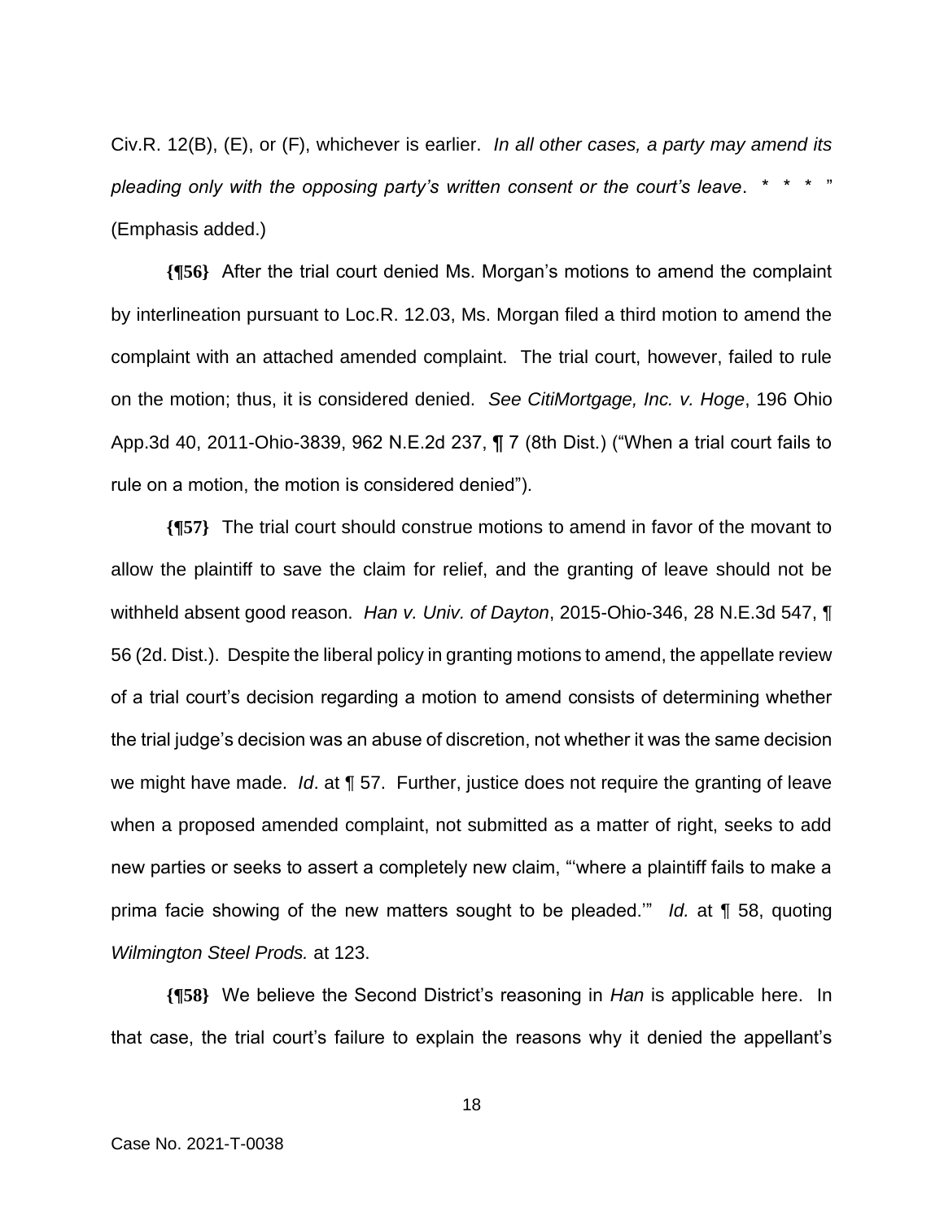Civ.R. 12(B), (E), or (F), whichever is earlier. *In all other cases, a party may amend its pleading only with the opposing party's written consent or the court's leave*. * * * " (Emphasis added.)

**{¶56}** After the trial court denied Ms. Morgan's motions to amend the complaint by interlineation pursuant to Loc.R. 12.03, Ms. Morgan filed a third motion to amend the complaint with an attached amended complaint. The trial court, however, failed to rule on the motion; thus, it is considered denied. *See CitiMortgage, Inc. v. Hoge*, 196 Ohio App.3d 40, 2011-Ohio-3839, 962 N.E.2d 237, ¶ 7 (8th Dist.) ("When a trial court fails to rule on a motion, the motion is considered denied").

**{¶57}** The trial court should construe motions to amend in favor of the movant to allow the plaintiff to save the claim for relief, and the granting of leave should not be withheld absent good reason. *Han v. Univ. of Dayton*, 2015-Ohio-346, 28 N.E.3d 547, ¶ 56 (2d. Dist.). Despite the liberal policy in granting motions to amend, the appellate review of a trial court's decision regarding a motion to amend consists of determining whether the trial judge's decision was an abuse of discretion, not whether it was the same decision we might have made. *Id*. at ¶ 57. Further, justice does not require the granting of leave when a proposed amended complaint, not submitted as a matter of right, seeks to add new parties or seeks to assert a completely new claim, "'where a plaintiff fails to make a prima facie showing of the new matters sought to be pleaded.'" *Id.* at ¶ 58, quoting *Wilmington Steel Prods.* at 123.

**{¶58}** We believe the Second District's reasoning in *Han* is applicable here. In that case, the trial court's failure to explain the reasons why it denied the appellant's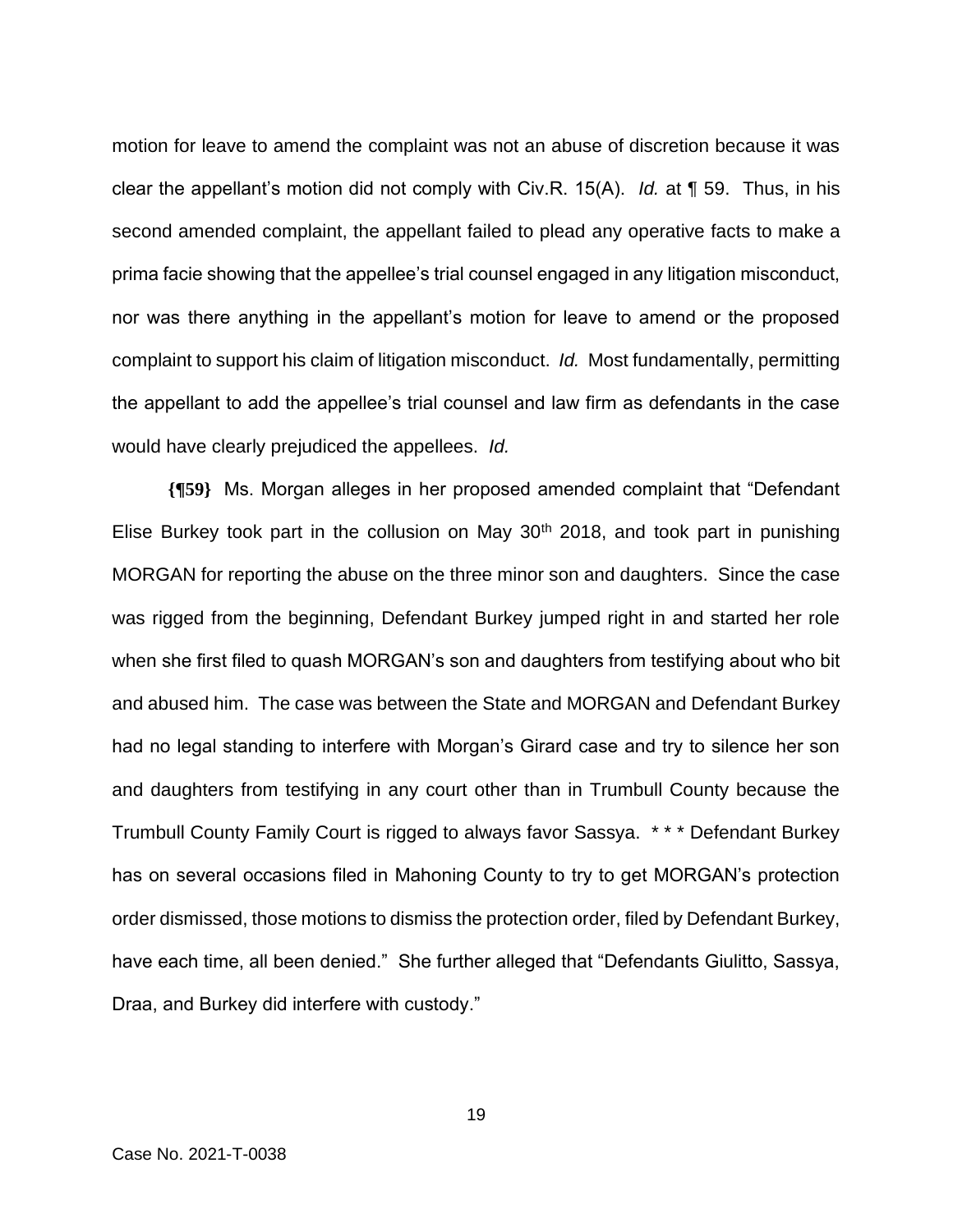motion for leave to amend the complaint was not an abuse of discretion because it was clear the appellant's motion did not comply with Civ.R. 15(A). *Id.* at ¶ 59. Thus, in his second amended complaint, the appellant failed to plead any operative facts to make a prima facie showing that the appellee's trial counsel engaged in any litigation misconduct, nor was there anything in the appellant's motion for leave to amend or the proposed complaint to support his claim of litigation misconduct. *Id.* Most fundamentally, permitting the appellant to add the appellee's trial counsel and law firm as defendants in the case would have clearly prejudiced the appellees. *Id.*

**{¶59}** Ms. Morgan alleges in her proposed amended complaint that "Defendant Elise Burkey took part in the collusion on May 30th 2018, and took part in punishing MORGAN for reporting the abuse on the three minor son and daughters. Since the case was rigged from the beginning, Defendant Burkey jumped right in and started her role when she first filed to quash MORGAN's son and daughters from testifying about who bit and abused him. The case was between the State and MORGAN and Defendant Burkey had no legal standing to interfere with Morgan's Girard case and try to silence her son and daughters from testifying in any court other than in Trumbull County because the Trumbull County Family Court is rigged to always favor Sassya. * * * Defendant Burkey has on several occasions filed in Mahoning County to try to get MORGAN's protection order dismissed, those motions to dismiss the protection order, filed by Defendant Burkey, have each time, all been denied." She further alleged that "Defendants Giulitto, Sassya, Draa, and Burkey did interfere with custody."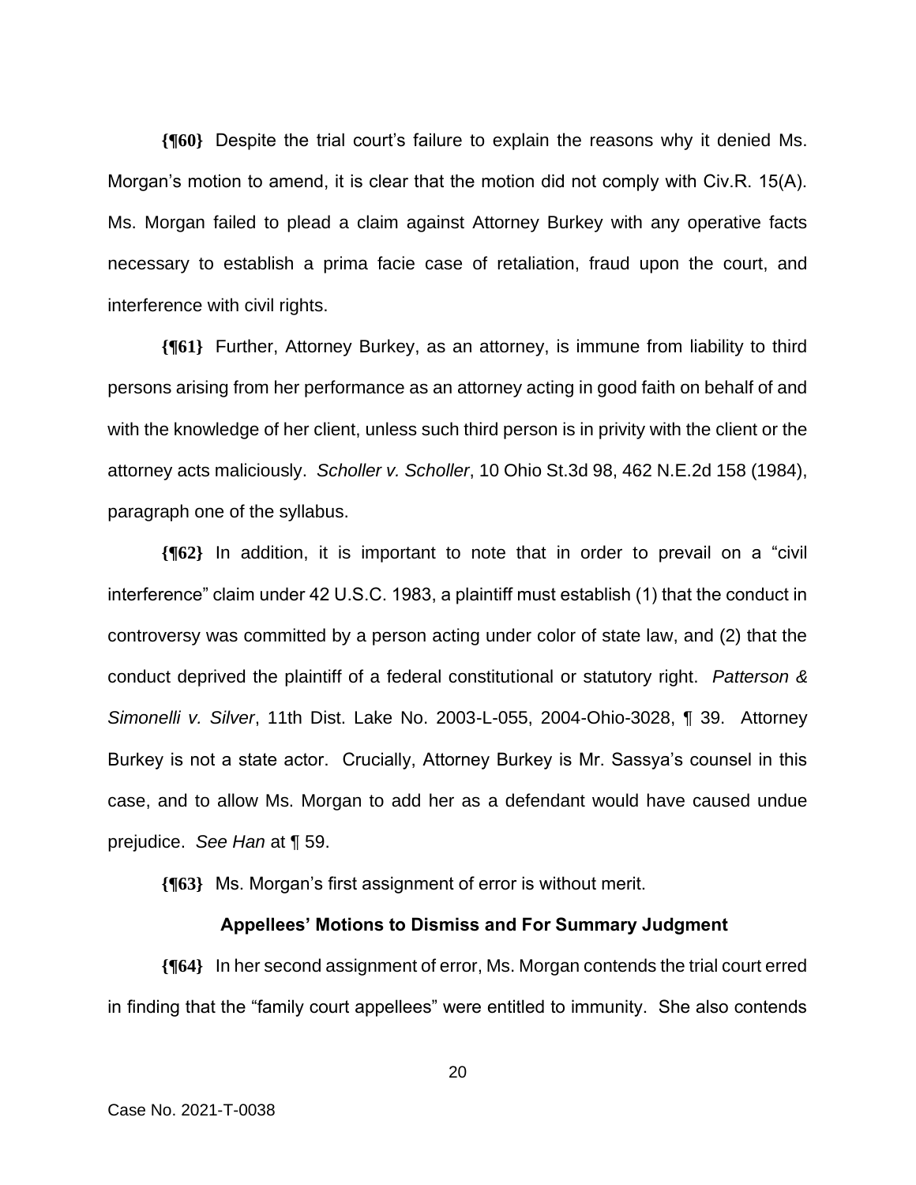**{¶60}** Despite the trial court's failure to explain the reasons why it denied Ms. Morgan's motion to amend, it is clear that the motion did not comply with Civ.R. 15(A). Ms. Morgan failed to plead a claim against Attorney Burkey with any operative facts necessary to establish a prima facie case of retaliation, fraud upon the court, and interference with civil rights.

**{¶61}** Further, Attorney Burkey, as an attorney, is immune from liability to third persons arising from her performance as an attorney acting in good faith on behalf of and with the knowledge of her client, unless such third person is in privity with the client or the attorney acts maliciously. *Scholler v. Scholler*, 10 Ohio St.3d 98, 462 N.E.2d 158 (1984), paragraph one of the syllabus.

**{¶62}** In addition, it is important to note that in order to prevail on a "civil interference" claim under 42 U.S.C. 1983, a plaintiff must establish (1) that the conduct in controversy was committed by a person acting under color of state law, and (2) that the conduct deprived the plaintiff of a federal constitutional or statutory right. *Patterson & Simonelli v. Silver*, 11th Dist. Lake No. 2003-L-055, 2004-Ohio-3028, ¶ 39. Attorney Burkey is not a state actor. Crucially, Attorney Burkey is Mr. Sassya's counsel in this case, and to allow Ms. Morgan to add her as a defendant would have caused undue prejudice. *See Han* at ¶ 59.

**{¶63}** Ms. Morgan's first assignment of error is without merit.

### Appellees' Motions to Dismiss and For Summary Judgment

**{¶64}** In her second assignment of error, Ms. Morgan contends the trial court erred in finding that the "family court appellees" were entitled to immunity. She also contends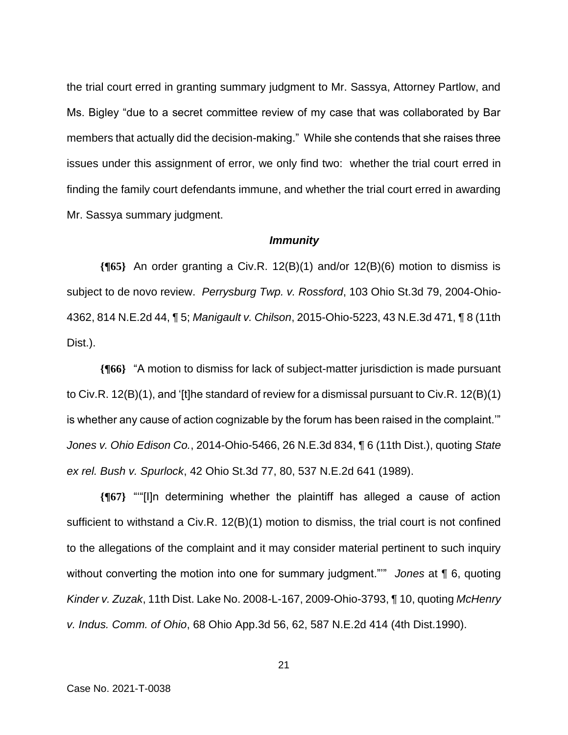the trial court erred in granting summary judgment to Mr. Sassya, Attorney Partlow, and Ms. Bigley "due to a secret committee review of my case that was collaborated by Bar members that actually did the decision-making." While she contends that she raises three issues under this assignment of error, we only find two: whether the trial court erred in finding the family court defendants immune, and whether the trial court erred in awarding Mr. Sassya summary judgment.

### *Immunity*

**{¶65}** An order granting a Civ.R. 12(B)(1) and/or 12(B)(6) motion to dismiss is subject to de novo review. *Perrysburg Twp. v. Rossford*, 103 Ohio St.3d 79, 2004-Ohio-4362, 814 N.E.2d 44, ¶ 5; *Manigault v. Chilson*, 2015-Ohio-5223, 43 N.E.3d 471, ¶ 8 (11th Dist.).

**{¶66}** "A motion to dismiss for lack of subject-matter jurisdiction is made pursuant to Civ.R. 12(B)(1), and '[t]he standard of review for a dismissal pursuant to Civ.R. 12(B)(1) is whether any cause of action cognizable by the forum has been raised in the complaint.'" *Jones v. Ohio Edison Co.*, 2014-Ohio-5466, 26 N.E.3d 834, ¶ 6 (11th Dist.), quoting *State ex rel. Bush v. Spurlock*, 42 Ohio St.3d 77, 80, 537 N.E.2d 641 (1989).

**{¶67}** "'"[I]n determining whether the plaintiff has alleged a cause of action sufficient to withstand a Civ.R. 12(B)(1) motion to dismiss, the trial court is not confined to the allegations of the complaint and it may consider material pertinent to such inquiry without converting the motion into one for summary judgment."'" *Jones* at ¶ 6, quoting *Kinder v. Zuzak*, 11th Dist. Lake No. 2008-L-167, 2009-Ohio-3793, ¶ 10, quoting *McHenry v. Indus. Comm. of Ohio*, 68 Ohio App.3d 56, 62, 587 N.E.2d 414 (4th Dist.1990).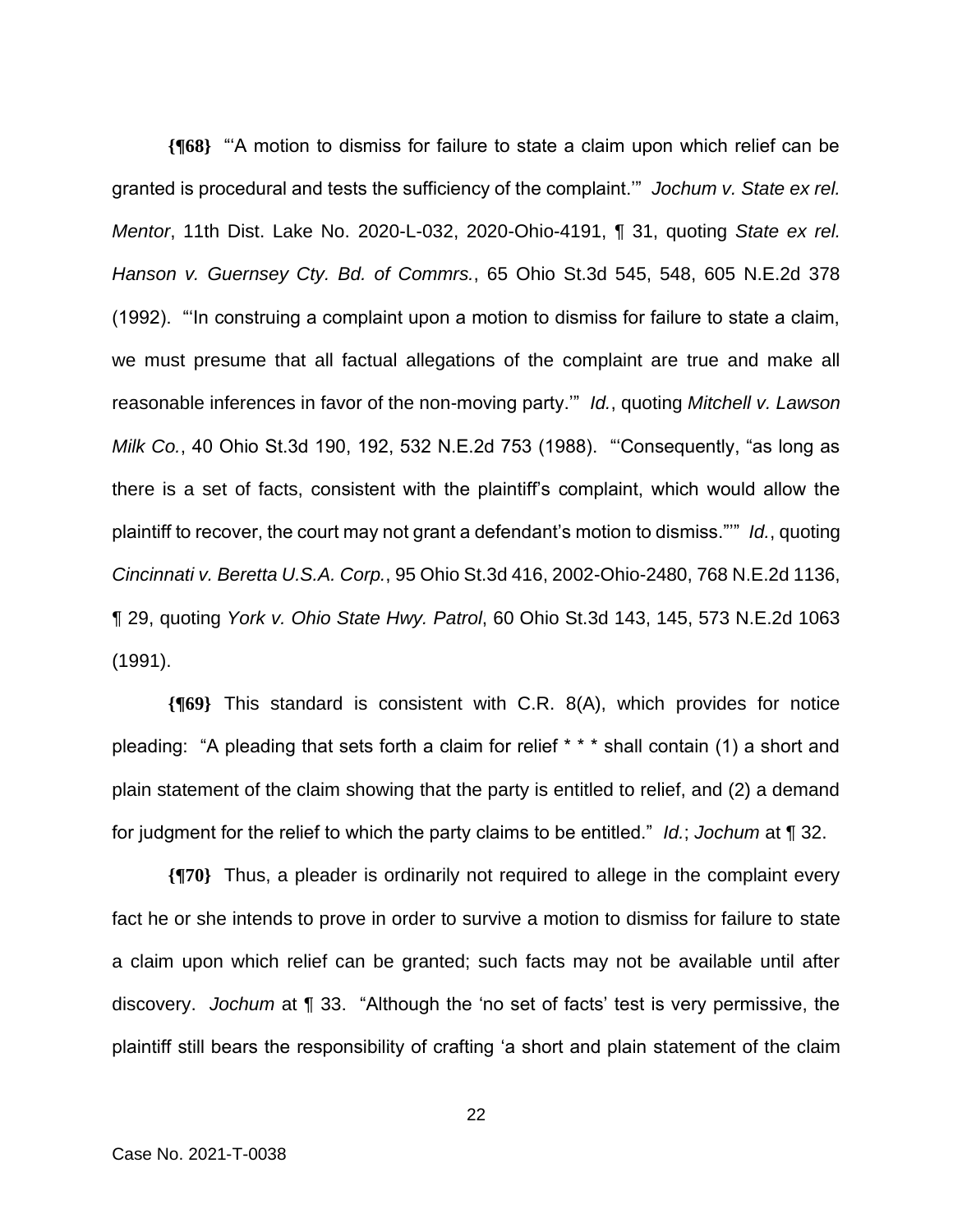**{¶68}** "'A motion to dismiss for failure to state a claim upon which relief can be granted is procedural and tests the sufficiency of the complaint.'" *Jochum v. State ex rel. Mentor*, 11th Dist. Lake No. 2020-L-032, 2020-Ohio-4191, ¶ 31, quoting *State ex rel. Hanson v. Guernsey Cty. Bd. of Commrs.*, 65 Ohio St.3d 545, 548, 605 N.E.2d 378 (1992). "'In construing a complaint upon a motion to dismiss for failure to state a claim, we must presume that all factual allegations of the complaint are true and make all reasonable inferences in favor of the non-moving party.'" *Id.*, quoting *Mitchell v. Lawson Milk Co.*, 40 Ohio St.3d 190, 192, 532 N.E.2d 753 (1988). "'Consequently, "as long as there is a set of facts, consistent with the plaintiff's complaint, which would allow the plaintiff to recover, the court may not grant a defendant's motion to dismiss."'" *Id.*, quoting *Cincinnati v. Beretta U.S.A. Corp.*, 95 Ohio St.3d 416, 2002-Ohio-2480, 768 N.E.2d 1136, ¶ 29, quoting *York v. Ohio State Hwy. Patrol*, 60 Ohio St.3d 143, 145, 573 N.E.2d 1063 (1991).

**{¶69}** This standard is consistent with C.R. 8(A), which provides for notice pleading: "A pleading that sets forth a claim for relief * * * shall contain (1) a short and plain statement of the claim showing that the party is entitled to relief, and (2) a demand for judgment for the relief to which the party claims to be entitled." *Id.*; *Jochum* at ¶ 32.

**{¶70}** Thus, a pleader is ordinarily not required to allege in the complaint every fact he or she intends to prove in order to survive a motion to dismiss for failure to state a claim upon which relief can be granted; such facts may not be available until after discovery. *Jochum* at ¶ 33. "Although the 'no set of facts' test is very permissive, the plaintiff still bears the responsibility of crafting 'a short and plain statement of the claim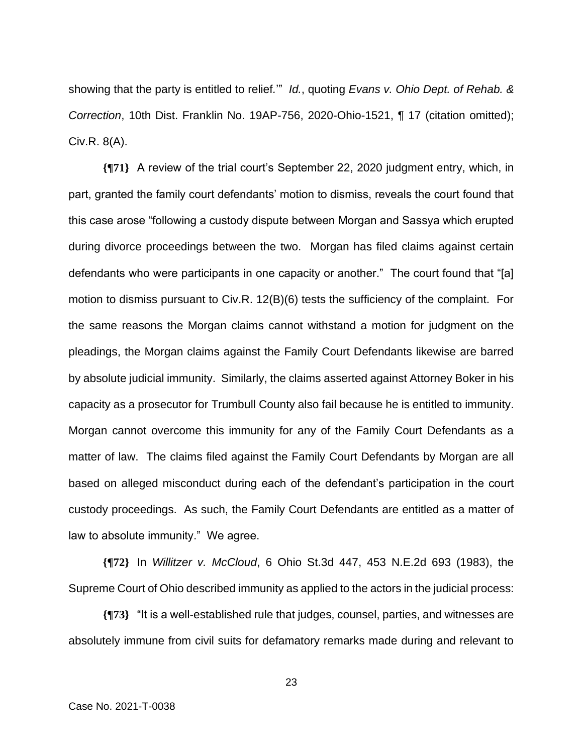showing that the party is entitled to relief.'" *Id.*, quoting *Evans v. Ohio Dept. of Rehab. & Correction*, 10th Dist. Franklin No. 19AP-756, 2020-Ohio-1521, ¶ 17 (citation omitted); Civ.R. 8(A).

**{¶71}** A review of the trial court's September 22, 2020 judgment entry, which, in part, granted the family court defendants' motion to dismiss, reveals the court found that this case arose "following a custody dispute between Morgan and Sassya which erupted during divorce proceedings between the two. Morgan has filed claims against certain defendants who were participants in one capacity or another." The court found that "[a] motion to dismiss pursuant to Civ.R. 12(B)(6) tests the sufficiency of the complaint. For the same reasons the Morgan claims cannot withstand a motion for judgment on the pleadings, the Morgan claims against the Family Court Defendants likewise are barred by absolute judicial immunity. Similarly, the claims asserted against Attorney Boker in his capacity as a prosecutor for Trumbull County also fail because he is entitled to immunity. Morgan cannot overcome this immunity for any of the Family Court Defendants as a matter of law. The claims filed against the Family Court Defendants by Morgan are all based on alleged misconduct during each of the defendant's participation in the court custody proceedings. As such, the Family Court Defendants are entitled as a matter of law to absolute immunity." We agree.

**{¶72}** In *Willitzer v. McCloud*, 6 Ohio St.3d 447, 453 N.E.2d 693 (1983), the Supreme Court of Ohio described immunity as applied to the actors in the judicial process:

**{¶73}** "It is a well-established rule that judges, counsel, parties, and witnesses are absolutely immune from civil suits for defamatory remarks made during and relevant to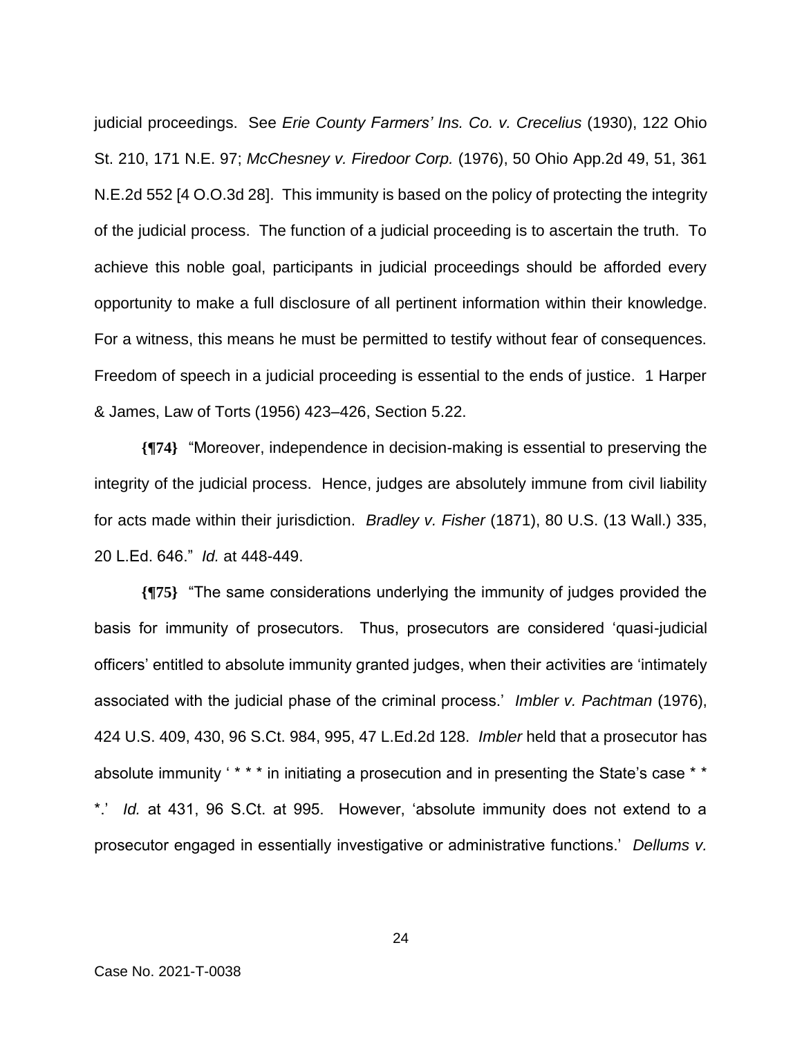judicial proceedings. See *Erie County Farmers' Ins. Co. v. Crecelius* (1930), 122 Ohio St. 210, 171 N.E. 97; *McChesney v. Firedoor Corp.* (1976), 50 Ohio App.2d 49, 51, 361 N.E.2d 552 [4 O.O.3d 28]. This immunity is based on the policy of protecting the integrity of the judicial process. The function of a judicial proceeding is to ascertain the truth. To achieve this noble goal, participants in judicial proceedings should be afforded every opportunity to make a full disclosure of all pertinent information within their knowledge. For a witness, this means he must be permitted to testify without fear of consequences. Freedom of speech in a judicial proceeding is essential to the ends of justice. 1 Harper & James, Law of Torts (1956) 423–426, Section 5.22.

**{¶74}** "Moreover, independence in decision-making is essential to preserving the integrity of the judicial process. Hence, judges are absolutely immune from civil liability for acts made within their jurisdiction. *Bradley v. Fisher* (1871), 80 U.S. (13 Wall.) 335, 20 L.Ed. 646." *Id.* at 448-449.

**{¶75}** "The same considerations underlying the immunity of judges provided the basis for immunity of prosecutors. Thus, prosecutors are considered 'quasi-judicial officers' entitled to absolute immunity granted judges, when their activities are 'intimately associated with the judicial phase of the criminal process.' *Imbler v. Pachtman* (1976), 424 U.S. 409, 430, 96 S.Ct. 984, 995, 47 L.Ed.2d 128. *Imbler* held that a prosecutor has absolute immunity ' * * * in initiating a prosecution and in presenting the State's case * * *.' *Id.* at 431, 96 S.Ct. at 995. However, 'absolute immunity does not extend to a prosecutor engaged in essentially investigative or administrative functions.' *Dellums v.*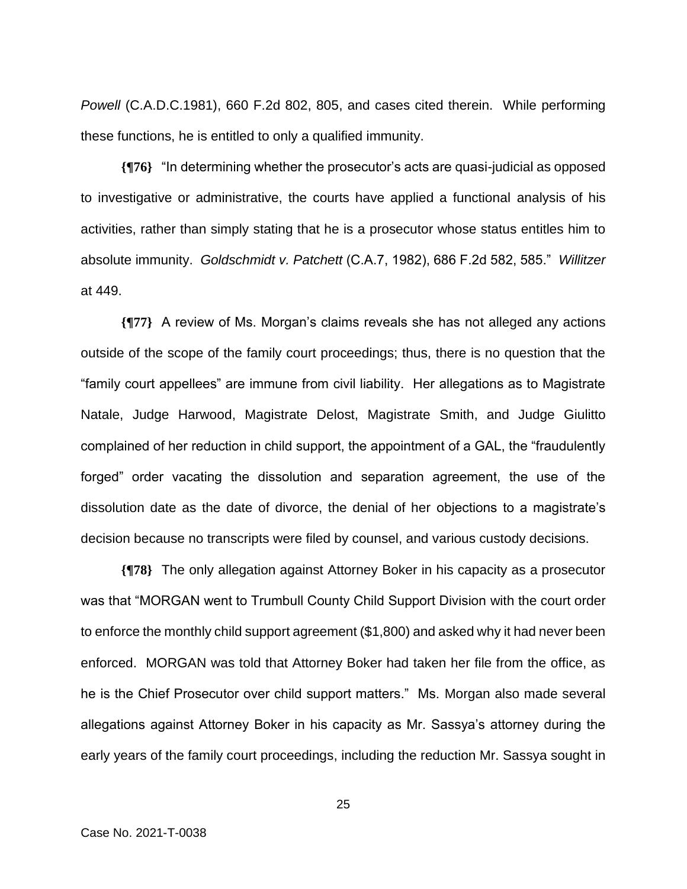*Powell* (C.A.D.C.1981), 660 F.2d 802, 805, and cases cited therein. While performing these functions, he is entitled to only a qualified immunity.

**{¶76}** "In determining whether the prosecutor's acts are quasi-judicial as opposed to investigative or administrative, the courts have applied a functional analysis of his activities, rather than simply stating that he is a prosecutor whose status entitles him to absolute immunity. *Goldschmidt v. Patchett* (C.A.7, 1982), 686 F.2d 582, 585." *Willitzer* at 449.

**{¶77}** A review of Ms. Morgan's claims reveals she has not alleged any actions outside of the scope of the family court proceedings; thus, there is no question that the "family court appellees" are immune from civil liability. Her allegations as to Magistrate Natale, Judge Harwood, Magistrate Delost, Magistrate Smith, and Judge Giulitto complained of her reduction in child support, the appointment of a GAL, the "fraudulently forged" order vacating the dissolution and separation agreement, the use of the dissolution date as the date of divorce, the denial of her objections to a magistrate's decision because no transcripts were filed by counsel, and various custody decisions.

**{¶78}** The only allegation against Attorney Boker in his capacity as a prosecutor was that "MORGAN went to Trumbull County Child Support Division with the court order to enforce the monthly child support agreement ($1,800) and asked why it had never been enforced. MORGAN was told that Attorney Boker had taken her file from the office, as he is the Chief Prosecutor over child support matters." Ms. Morgan also made several allegations against Attorney Boker in his capacity as Mr. Sassya's attorney during the early years of the family court proceedings, including the reduction Mr. Sassya sought in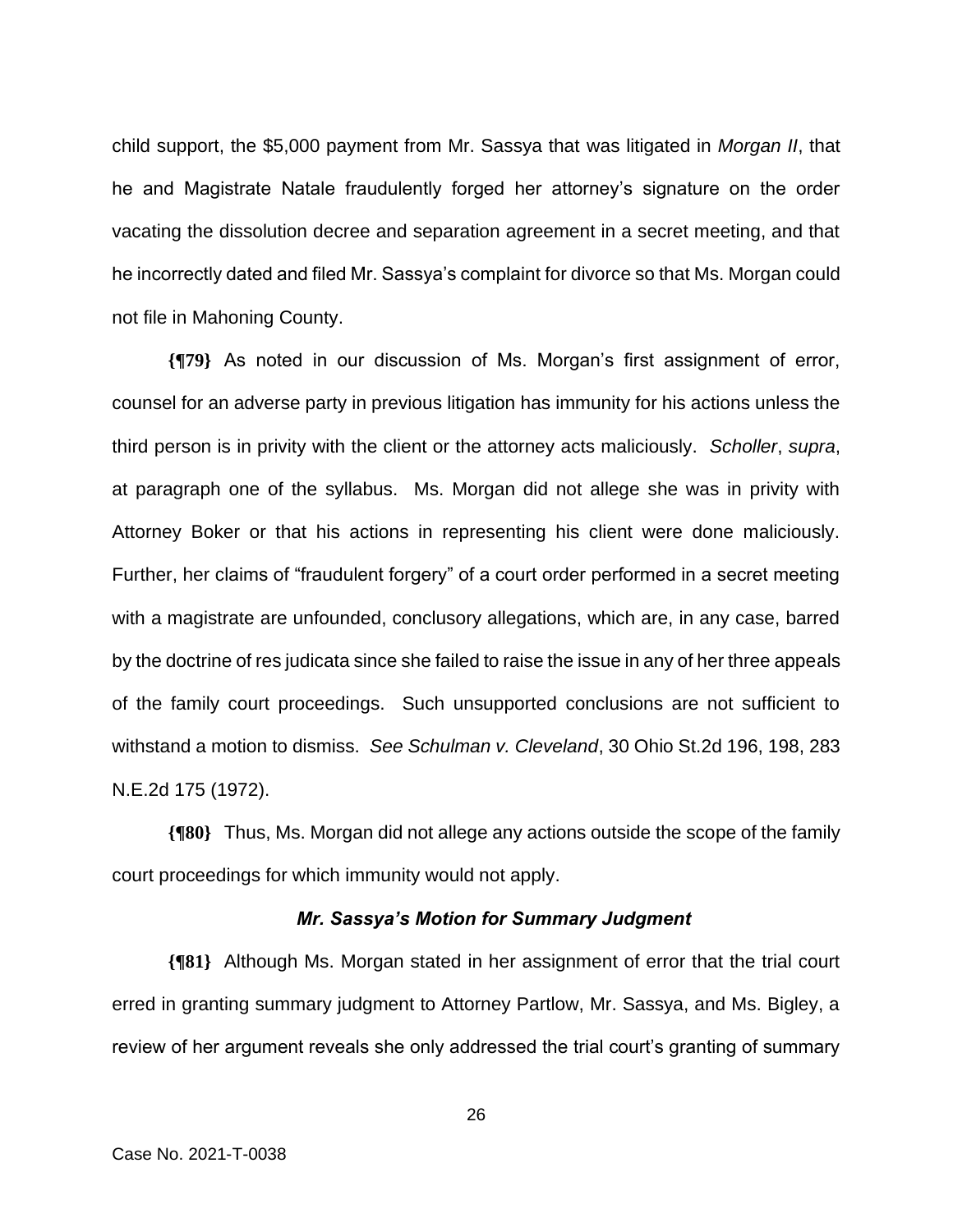child support, the $5,000 payment from Mr. Sassya that was litigated in *Morgan II*, that he and Magistrate Natale fraudulently forged her attorney's signature on the order vacating the dissolution decree and separation agreement in a secret meeting, and that he incorrectly dated and filed Mr. Sassya's complaint for divorce so that Ms. Morgan could not file in Mahoning County.

**{¶79}** As noted in our discussion of Ms. Morgan's first assignment of error, counsel for an adverse party in previous litigation has immunity for his actions unless the third person is in privity with the client or the attorney acts maliciously. *Scholler*, *supra*, at paragraph one of the syllabus. Ms. Morgan did not allege she was in privity with Attorney Boker or that his actions in representing his client were done maliciously. Further, her claims of "fraudulent forgery" of a court order performed in a secret meeting with a magistrate are unfounded, conclusory allegations, which are, in any case, barred by the doctrine of res judicata since she failed to raise the issue in any of her three appeals of the family court proceedings. Such unsupported conclusions are not sufficient to withstand a motion to dismiss. *See Schulman v. Cleveland*, 30 Ohio St.2d 196, 198, 283 N.E.2d 175 (1972).

**{¶80}** Thus, Ms. Morgan did not allege any actions outside the scope of the family court proceedings for which immunity would not apply.

### *Mr. Sassya's Motion for Summary Judgment*

**{¶81}** Although Ms. Morgan stated in her assignment of error that the trial court erred in granting summary judgment to Attorney Partlow, Mr. Sassya, and Ms. Bigley, a review of her argument reveals she only addressed the trial court's granting of summary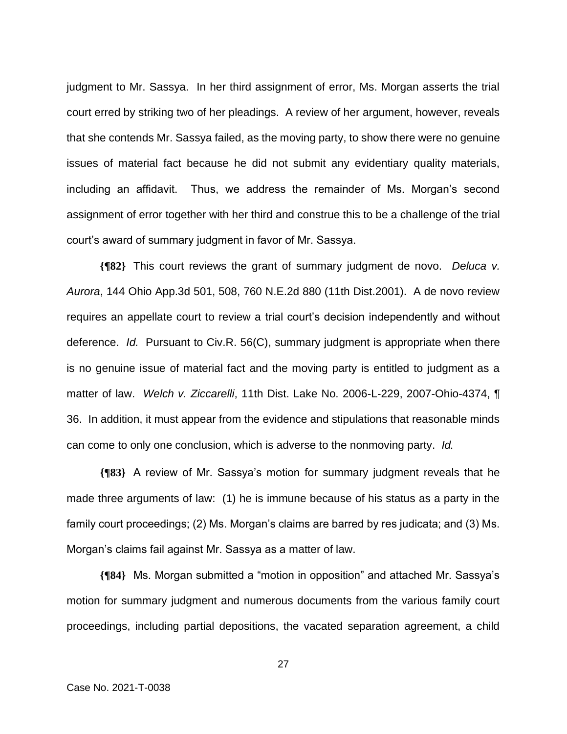judgment to Mr. Sassya. In her third assignment of error, Ms. Morgan asserts the trial court erred by striking two of her pleadings. A review of her argument, however, reveals that she contends Mr. Sassya failed, as the moving party, to show there were no genuine issues of material fact because he did not submit any evidentiary quality materials, including an affidavit. Thus, we address the remainder of Ms. Morgan's second assignment of error together with her third and construe this to be a challenge of the trial court's award of summary judgment in favor of Mr. Sassya.

**{¶82}** This court reviews the grant of summary judgment de novo. *Deluca v. Aurora*, 144 Ohio App.3d 501, 508, 760 N.E.2d 880 (11th Dist.2001). A de novo review requires an appellate court to review a trial court's decision independently and without deference. *Id.* Pursuant to Civ.R. 56(C), summary judgment is appropriate when there is no genuine issue of material fact and the moving party is entitled to judgment as a matter of law. *Welch v. Ziccarelli*, 11th Dist. Lake No. 2006-L-229, 2007-Ohio-4374, ¶ 36. In addition, it must appear from the evidence and stipulations that reasonable minds can come to only one conclusion, which is adverse to the nonmoving party. *Id.*

**{¶83}** A review of Mr. Sassya's motion for summary judgment reveals that he made three arguments of law: (1) he is immune because of his status as a party in the family court proceedings; (2) Ms. Morgan's claims are barred by res judicata; and (3) Ms. Morgan's claims fail against Mr. Sassya as a matter of law.

**{¶84}** Ms. Morgan submitted a "motion in opposition" and attached Mr. Sassya's motion for summary judgment and numerous documents from the various family court proceedings, including partial depositions, the vacated separation agreement, a child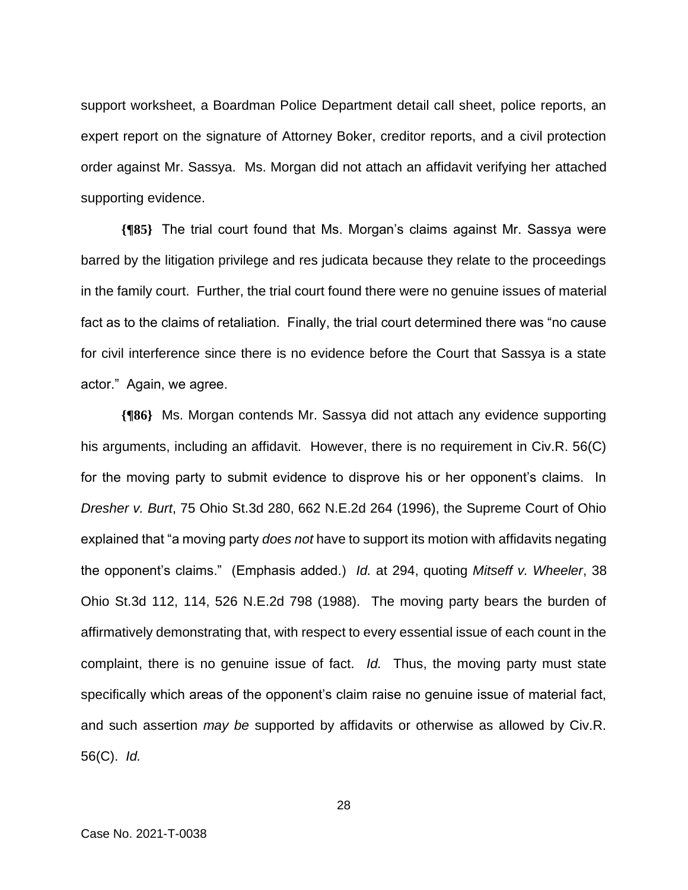support worksheet, a Boardman Police Department detail call sheet, police reports, an expert report on the signature of Attorney Boker, creditor reports, and a civil protection order against Mr. Sassya. Ms. Morgan did not attach an affidavit verifying her attached supporting evidence.

**{¶85}** The trial court found that Ms. Morgan's claims against Mr. Sassya were barred by the litigation privilege and res judicata because they relate to the proceedings in the family court. Further, the trial court found there were no genuine issues of material fact as to the claims of retaliation. Finally, the trial court determined there was "no cause for civil interference since there is no evidence before the Court that Sassya is a state actor." Again, we agree.

**{¶86}** Ms. Morgan contends Mr. Sassya did not attach any evidence supporting his arguments, including an affidavit. However, there is no requirement in Civ.R. 56(C) for the moving party to submit evidence to disprove his or her opponent's claims. In *Dresher v. Burt*, 75 Ohio St.3d 280, 662 N.E.2d 264 (1996), the Supreme Court of Ohio explained that "a moving party *does not* have to support its motion with affidavits negating the opponent's claims." (Emphasis added.) *Id.* at 294, quoting *Mitseff v. Wheeler*, 38 Ohio St.3d 112, 114, 526 N.E.2d 798 (1988). The moving party bears the burden of affirmatively demonstrating that, with respect to every essential issue of each count in the complaint, there is no genuine issue of fact. *Id.* Thus, the moving party must state specifically which areas of the opponent's claim raise no genuine issue of material fact, and such assertion *may be* supported by affidavits or otherwise as allowed by Civ.R. 56(C). *Id.*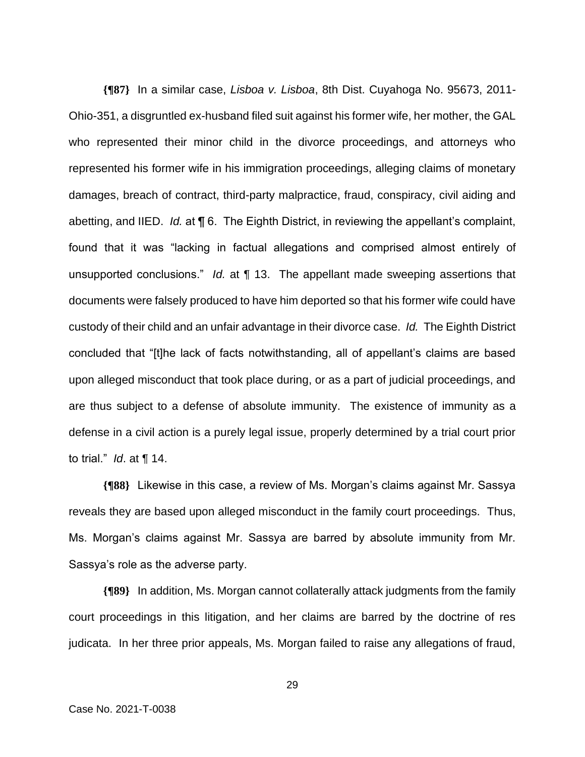**{¶87}** In a similar case, *Lisboa v. Lisboa*, 8th Dist. Cuyahoga No. 95673, 2011-Ohio-351, a disgruntled ex-husband filed suit against his former wife, her mother, the GAL who represented their minor child in the divorce proceedings, and attorneys who represented his former wife in his immigration proceedings, alleging claims of monetary damages, breach of contract, third-party malpractice, fraud, conspiracy, civil aiding and abetting, and IIED. *Id.* at ¶ 6. The Eighth District, in reviewing the appellant's complaint, found that it was "lacking in factual allegations and comprised almost entirely of unsupported conclusions." *Id.* at ¶ 13. The appellant made sweeping assertions that documents were falsely produced to have him deported so that his former wife could have custody of their child and an unfair advantage in their divorce case. *Id.* The Eighth District concluded that "[t]he lack of facts notwithstanding, all of appellant's claims are based upon alleged misconduct that took place during, or as a part of judicial proceedings, and are thus subject to a defense of absolute immunity. The existence of immunity as a defense in a civil action is a purely legal issue, properly determined by a trial court prior to trial." *Id*. at ¶ 14.

**{¶88}** Likewise in this case, a review of Ms. Morgan's claims against Mr. Sassya reveals they are based upon alleged misconduct in the family court proceedings. Thus, Ms. Morgan's claims against Mr. Sassya are barred by absolute immunity from Mr. Sassya's role as the adverse party.

**{¶89}** In addition, Ms. Morgan cannot collaterally attack judgments from the family court proceedings in this litigation, and her claims are barred by the doctrine of res judicata. In her three prior appeals, Ms. Morgan failed to raise any allegations of fraud,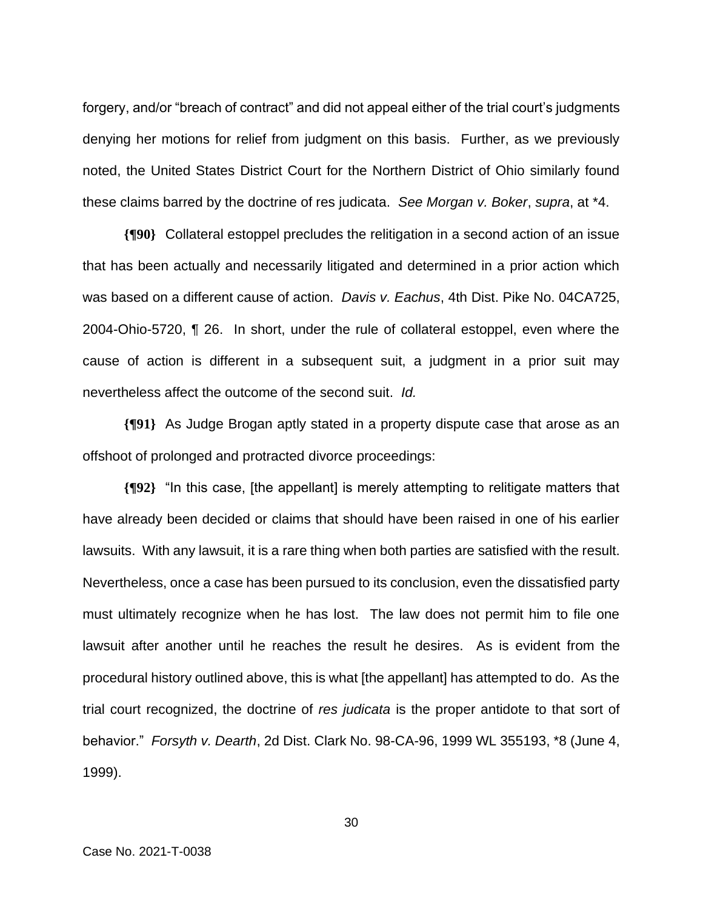forgery, and/or "breach of contract" and did not appeal either of the trial court's judgments denying her motions for relief from judgment on this basis. Further, as we previously noted, the United States District Court for the Northern District of Ohio similarly found these claims barred by the doctrine of res judicata. *See Morgan v. Boker*, *supra*, at *4.

**{¶90}** Collateral estoppel precludes the relitigation in a second action of an issue that has been actually and necessarily litigated and determined in a prior action which was based on a different cause of action. *Davis v. Eachus*, 4th Dist. Pike No. 04CA725, 2004-Ohio-5720, ¶ 26. In short, under the rule of collateral estoppel, even where the cause of action is different in a subsequent suit, a judgment in a prior suit may nevertheless affect the outcome of the second suit. *Id.*

**{¶91}** As Judge Brogan aptly stated in a property dispute case that arose as an offshoot of prolonged and protracted divorce proceedings:

**{¶92}** "In this case, [the appellant] is merely attempting to relitigate matters that have already been decided or claims that should have been raised in one of his earlier lawsuits. With any lawsuit, it is a rare thing when both parties are satisfied with the result. Nevertheless, once a case has been pursued to its conclusion, even the dissatisfied party must ultimately recognize when he has lost. The law does not permit him to file one lawsuit after another until he reaches the result he desires. As is evident from the procedural history outlined above, this is what [the appellant] has attempted to do. As the trial court recognized, the doctrine of *res judicata* is the proper antidote to that sort of behavior." *Forsyth v. Dearth*, 2d Dist. Clark No. 98-CA-96, 1999 WL 355193, *8 (June 4, 1999).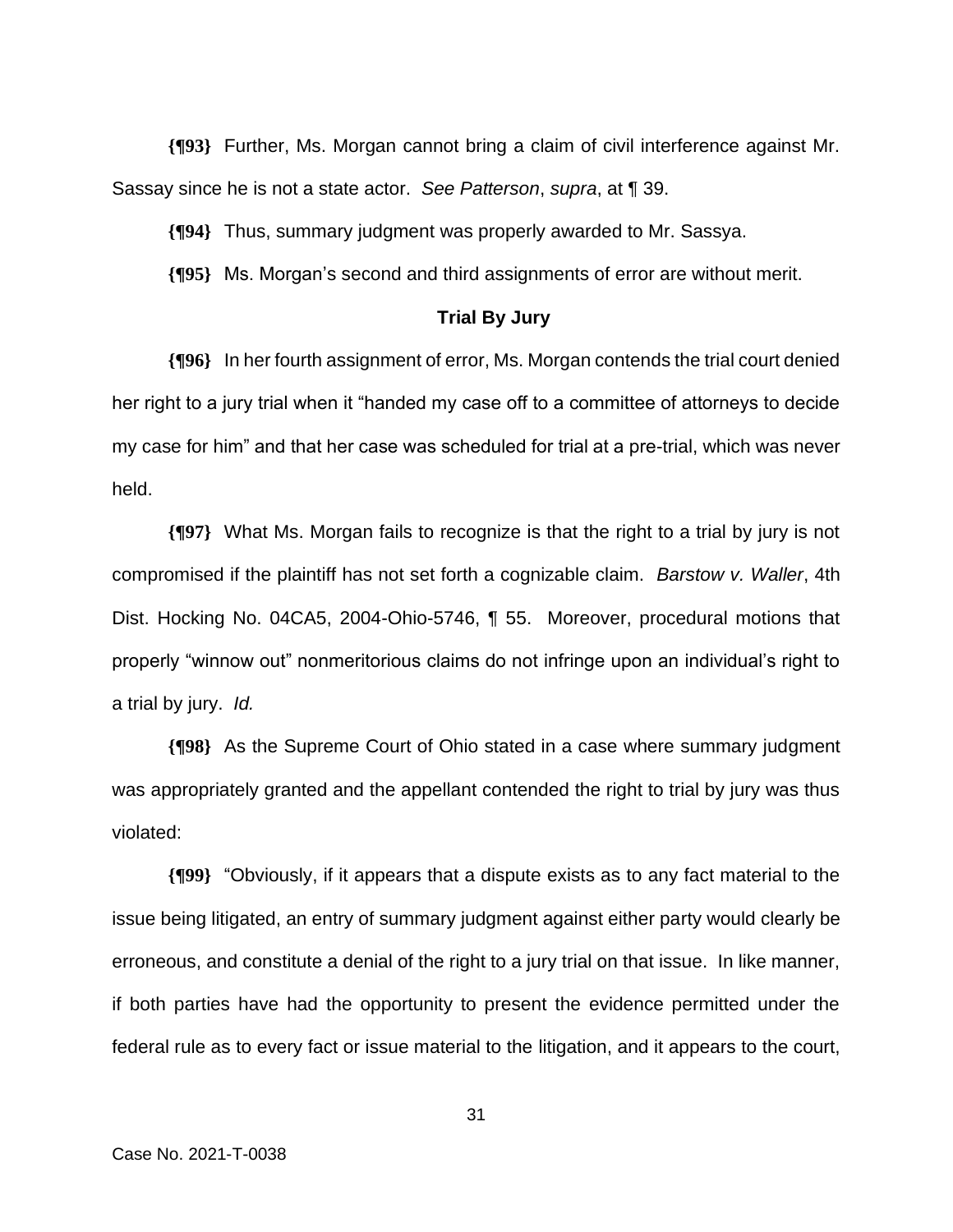**{¶93}** Further, Ms. Morgan cannot bring a claim of civil interference against Mr. Sassay since he is not a state actor. *See Patterson*, *supra*, at ¶ 39.

**{¶94}** Thus, summary judgment was properly awarded to Mr. Sassya.

**{¶95}** Ms. Morgan's second and third assignments of error are without merit.

**Trial By Jury**

**{¶96}** In her fourth assignment of error, Ms. Morgan contends the trial court denied her right to a jury trial when it "handed my case off to a committee of attorneys to decide my case for him" and that her case was scheduled for trial at a pre-trial, which was never held.

**{¶97}** What Ms. Morgan fails to recognize is that the right to a trial by jury is not compromised if the plaintiff has not set forth a cognizable claim. *Barstow v. Waller*, 4th Dist. Hocking No. 04CA5, 2004-Ohio-5746, ¶ 55. Moreover, procedural motions that properly "winnow out" nonmeritorious claims do not infringe upon an individual's right to a trial by jury. *Id.*

**{¶98}** As the Supreme Court of Ohio stated in a case where summary judgment was appropriately granted and the appellant contended the right to trial by jury was thus violated:

**{¶99}** "Obviously, if it appears that a dispute exists as to any fact material to the issue being litigated, an entry of summary judgment against either party would clearly be erroneous, and constitute a denial of the right to a jury trial on that issue. In like manner, if both parties have had the opportunity to present the evidence permitted under the federal rule as to every fact or issue material to the litigation, and it appears to the court,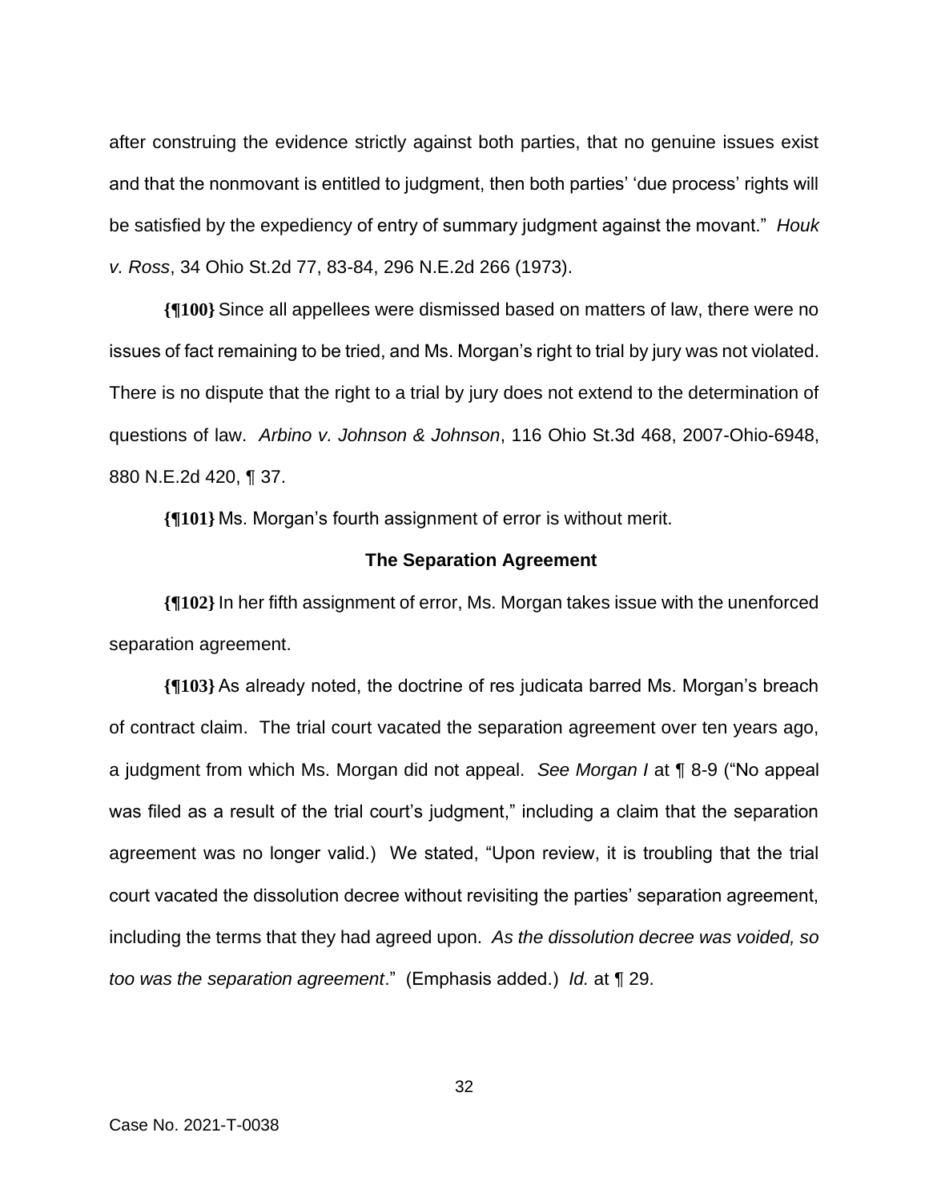after construing the evidence strictly against both parties, that no genuine issues exist and that the nonmovant is entitled to judgment, then both parties' 'due process' rights will be satisfied by the expediency of entry of summary judgment against the movant." *Houk v. Ross*, 34 Ohio St.2d 77, 83-84, 296 N.E.2d 266 (1973).

**{¶100}** Since all appellees were dismissed based on matters of law, there were no issues of fact remaining to be tried, and Ms. Morgan's right to trial by jury was not violated. There is no dispute that the right to a trial by jury does not extend to the determination of questions of law. *Arbino v. Johnson & Johnson*, 116 Ohio St.3d 468, 2007-Ohio-6948, 880 N.E.2d 420, ¶ 37.

**{¶101}** Ms. Morgan's fourth assignment of error is without merit.

**The Separation Agreement**

**{¶102}** In her fifth assignment of error, Ms. Morgan takes issue with the unenforced separation agreement.

**{¶103}** As already noted, the doctrine of res judicata barred Ms. Morgan's breach of contract claim. The trial court vacated the separation agreement over ten years ago, a judgment from which Ms. Morgan did not appeal. *See Morgan I* at ¶ 8-9 ("No appeal was filed as a result of the trial court's judgment," including a claim that the separation agreement was no longer valid.) We stated, "Upon review, it is troubling that the trial court vacated the dissolution decree without revisiting the parties' separation agreement, including the terms that they had agreed upon. *As the dissolution decree was voided, so too was the separation agreement*." (Emphasis added.) *Id.* at ¶ 29.

Case No. 2021-T-0038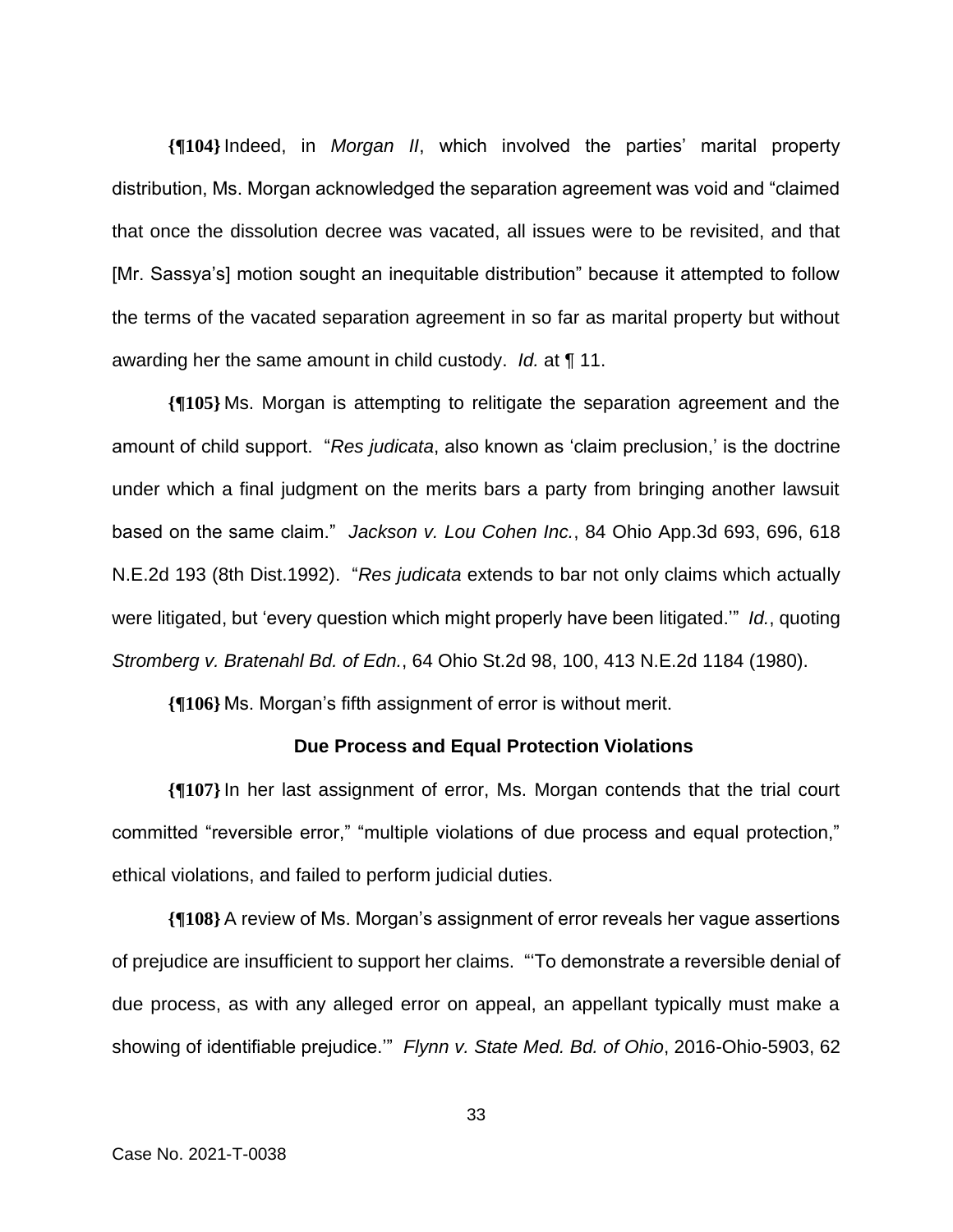**{¶104}** Indeed, in *Morgan II*, which involved the parties' marital property distribution, Ms. Morgan acknowledged the separation agreement was void and "claimed that once the dissolution decree was vacated, all issues were to be revisited, and that [Mr. Sassya's] motion sought an inequitable distribution" because it attempted to follow the terms of the vacated separation agreement in so far as marital property but without awarding her the same amount in child custody. *Id.* at ¶ 11.

**{¶105}** Ms. Morgan is attempting to relitigate the separation agreement and the amount of child support. "*Res judicata*, also known as 'claim preclusion,' is the doctrine under which a final judgment on the merits bars a party from bringing another lawsuit based on the same claim." *Jackson v. Lou Cohen Inc.*, 84 Ohio App.3d 693, 696, 618 N.E.2d 193 (8th Dist.1992). "*Res judicata* extends to bar not only claims which actually were litigated, but 'every question which might properly have been litigated.'" *Id.*, quoting *Stromberg v. Bratenahl Bd. of Edn.*, 64 Ohio St.2d 98, 100, 413 N.E.2d 1184 (1980).

**{¶106}** Ms. Morgan's fifth assignment of error is without merit.

### Due Process and Equal Protection Violations

**{¶107}** In her last assignment of error, Ms. Morgan contends that the trial court committed "reversible error," "multiple violations of due process and equal protection," ethical violations, and failed to perform judicial duties.

**{¶108}** A review of Ms. Morgan's assignment of error reveals her vague assertions of prejudice are insufficient to support her claims. "'To demonstrate a reversible denial of due process, as with any alleged error on appeal, an appellant typically must make a showing of identifiable prejudice.'" *Flynn v. State Med. Bd. of Ohio*, 2016-Ohio-5903, 62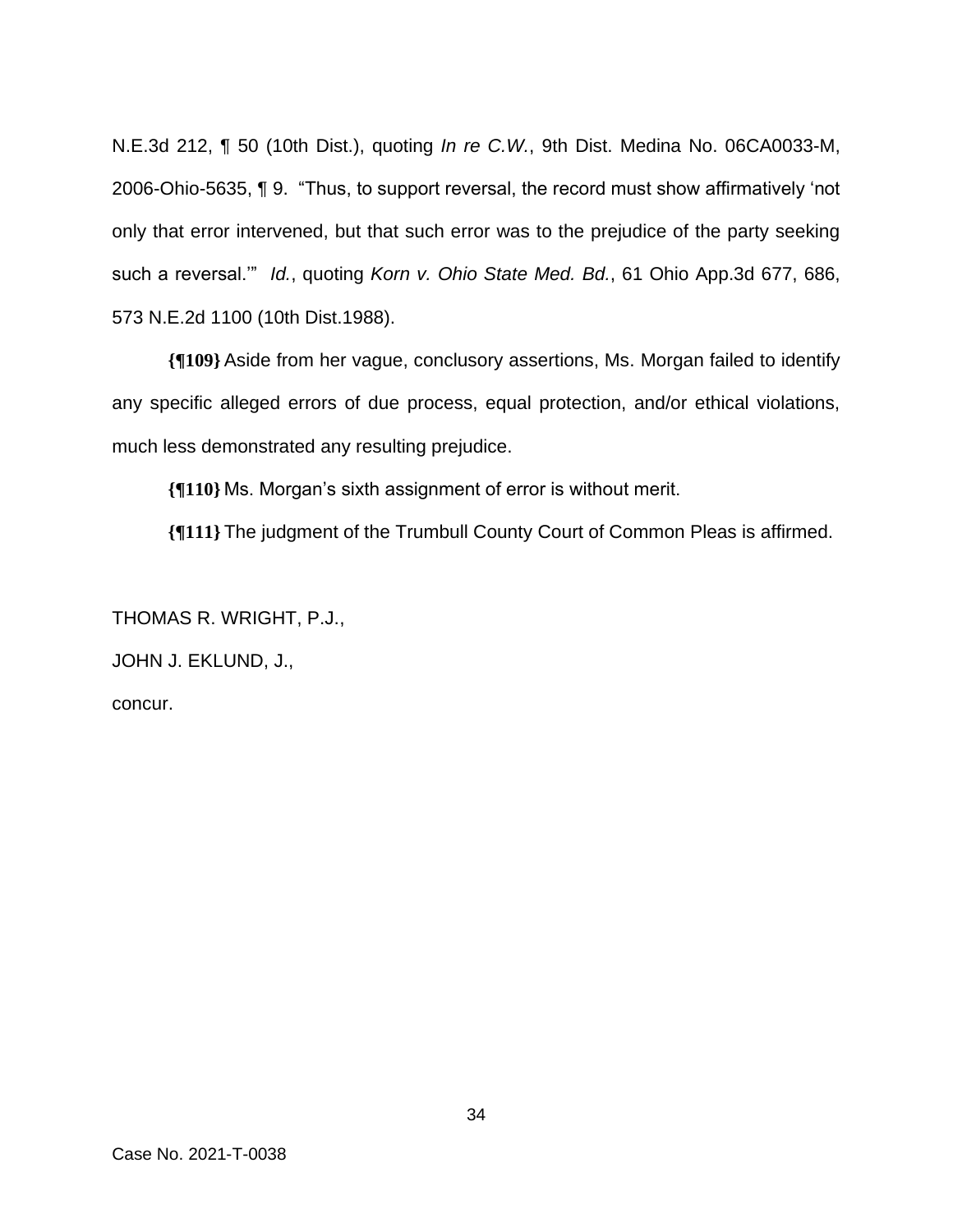N.E.3d 212, ¶ 50 (10th Dist.), quoting *In re C.W.*, 9th Dist. Medina No. 06CA0033-M, 2006-Ohio-5635, ¶ 9. "Thus, to support reversal, the record must show affirmatively 'not only that error intervened, but that such error was to the prejudice of the party seeking such a reversal.'" *Id.*, quoting *Korn v. Ohio State Med. Bd.*, 61 Ohio App.3d 677, 686, 573 N.E.2d 1100 (10th Dist.1988).

**{¶109}** Aside from her vague, conclusory assertions, Ms. Morgan failed to identify any specific alleged errors of due process, equal protection, and/or ethical violations, much less demonstrated any resulting prejudice.

**{¶110}** Ms. Morgan's sixth assignment of error is without merit.

**{¶111}** The judgment of the Trumbull County Court of Common Pleas is affirmed.

THOMAS R. WRIGHT, P.J.,

JOHN J. EKLUND, J.,

concur.

Case No. 2021-T-0038